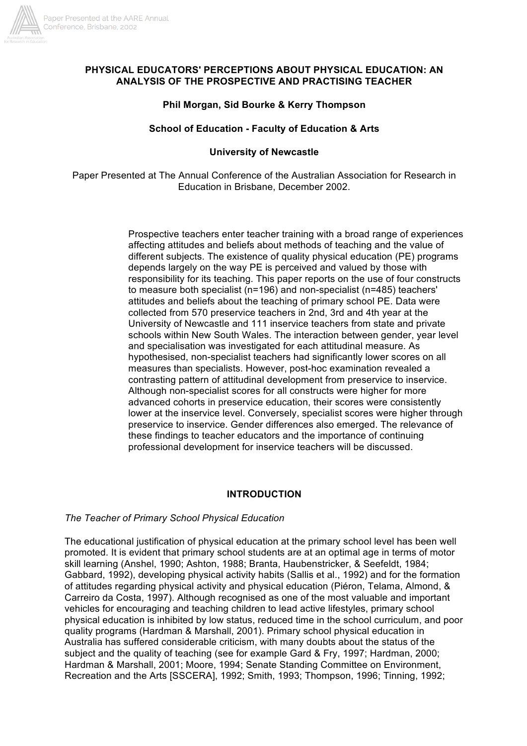# PHYSICAL EDUCATORS' PERCEPTIONS ABOUT PHYSICAL EDUCATION: AN ANALYSIS OF THE PROSPECTIVE AND PRACTISING TEACHER

**Phil Morgan, Sid Bourke & Kerry Thompson**

**School of Education - Faculty of Education & Arts**

**University of Newcastle**

Paper Presented at The Annual Conference of the Australian Association for Research in Education in Brisbane, December 2002.

Prospective teachers enter teacher training with a broad range of experiences affecting attitudes and beliefs about methods of teaching and the value of different subjects. The existence of quality physical education (PE) programs depends largely on the way PE is perceived and valued by those with responsibility for its teaching. This paper reports on the use of four constructs to measure both specialist (n=196) and non-specialist (n=485) teachers' attitudes and beliefs about the teaching of primary school PE. Data were collected from 570 preservice teachers in 2nd, 3rd and 4th year at the University of Newcastle and 111 inservice teachers from state and private schools within New South Wales. The interaction between gender, year level and specialisation was investigated for each attitudinal measure. As hypothesised, non-specialist teachers had significantly lower scores on all measures than specialists. However, post-hoc examination revealed a contrasting pattern of attitudinal development from preservice to inservice. Although non-specialist scores for all constructs were higher for more advanced cohorts in preservice education, their scores were consistently lower at the inservice level. Conversely, specialist scores were higher through preservice to inservice. Gender differences also emerged. The relevance of these findings to teacher educators and the importance of continuing professional development for inservice teachers will be discussed.

## INTRODUCTION

### *The Teacher of Primary School Physical Education*

The educational justification of physical education at the primary school level has been well promoted. It is evident that primary school students are at an optimal age in terms of motor skill learning (Anshel, 1990; Ashton, 1988; Branta, Haubenstricker, & Seefeldt, 1984; Gabbard, 1992), developing physical activity habits (Sallis et al., 1992) and for the formation of attitudes regarding physical activity and physical education (Piéron, Telama, Almond, & Carreiro da Costa, 1997). Although recognised as one of the most valuable and important vehicles for encouraging and teaching children to lead active lifestyles, primary school physical education is inhibited by low status, reduced time in the school curriculum, and poor quality programs (Hardman & Marshall, 2001). Primary school physical education in Australia has suffered considerable criticism, with many doubts about the status of the subject and the quality of teaching (see for example Gard & Fry, 1997; Hardman, 2000; Hardman & Marshall, 2001; Moore, 1994; Senate Standing Committee on Environment, Recreation and the Arts [SSCERA], 1992; Smith, 1993; Thompson, 1996; Tinning, 1992;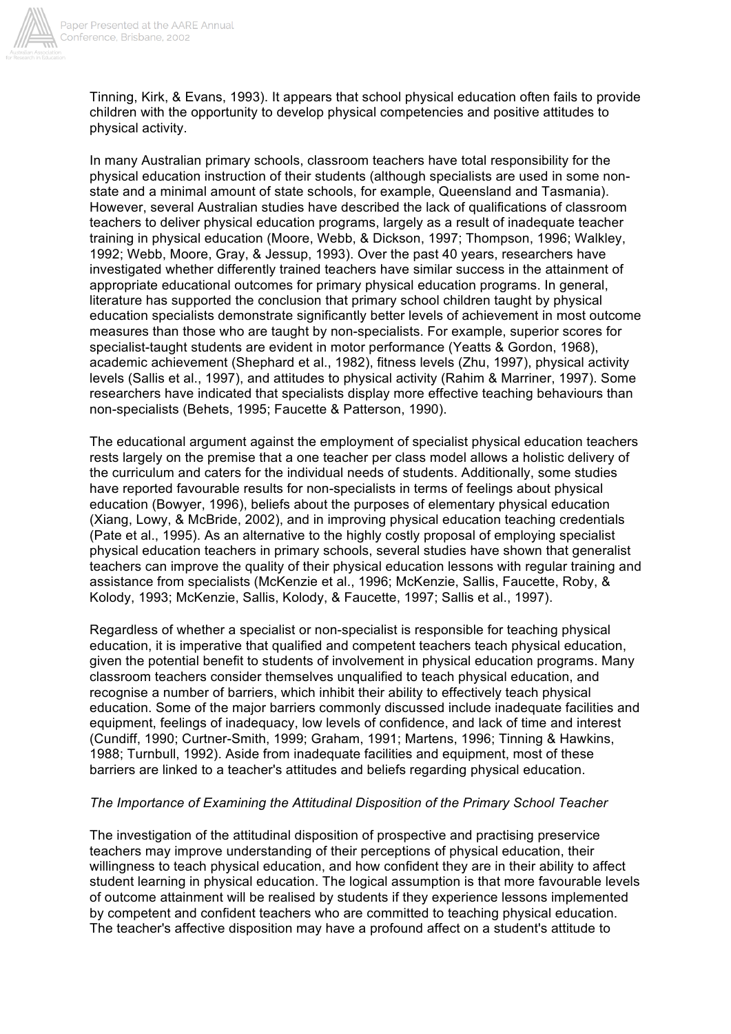Tinning, Kirk, & Evans, 1993). It appears that school physical education often fails to provide children with the opportunity to develop physical competencies and positive attitudes to physical activity.

In many Australian primary schools, classroom teachers have total responsibility for the physical education instruction of their students (although specialists are used in some non-state and a minimal amount of state schools, for example, Queensland and Tasmania). However, several Australian studies have described the lack of qualifications of classroom teachers to deliver physical education programs, largely as a result of inadequate teacher training in physical education (Moore, Webb, & Dickson, 1997; Thompson, 1996; Walkley, 1992; Webb, Moore, Gray, & Jessup, 1993). Over the past 40 years, researchers have investigated whether differently trained teachers have similar success in the attainment of appropriate educational outcomes for primary physical education programs. In general, literature has supported the conclusion that primary school children taught by physical education specialists demonstrate significantly better levels of achievement in most outcome measures than those who are taught by non-specialists. For example, superior scores for specialist-taught students are evident in motor performance (Yeatts & Gordon, 1968), academic achievement (Shephard et al., 1982), fitness levels (Zhu, 1997), physical activity levels (Sallis et al., 1997), and attitudes to physical activity (Rahim & Marriner, 1997). Some researchers have indicated that specialists display more effective teaching behaviours than non-specialists (Behets, 1995; Faucette & Patterson, 1990).

The educational argument against the employment of specialist physical education teachers rests largely on the premise that a one teacher per class model allows a holistic delivery of the curriculum and caters for the individual needs of students. Additionally, some studies have reported favourable results for non-specialists in terms of feelings about physical education (Bowyer, 1996), beliefs about the purposes of elementary physical education (Xiang, Lowy, & McBride, 2002), and in improving physical education teaching credentials (Pate et al., 1995). As an alternative to the highly costly proposal of employing specialist physical education teachers in primary schools, several studies have shown that generalist teachers can improve the quality of their physical education lessons with regular training and assistance from specialists (McKenzie et al., 1996; McKenzie, Sallis, Faucette, Roby, & Kolody, 1993; McKenzie, Sallis, Kolody, & Faucette, 1997; Sallis et al., 1997).

Regardless of whether a specialist or non-specialist is responsible for teaching physical education, it is imperative that qualified and competent teachers teach physical education, given the potential benefit to students of involvement in physical education programs. Many classroom teachers consider themselves unqualified to teach physical education, and recognise a number of barriers, which inhibit their ability to effectively teach physical education. Some of the major barriers commonly discussed include inadequate facilities and equipment, feelings of inadequacy, low levels of confidence, and lack of time and interest (Cundiff, 1990; Curtner-Smith, 1999; Graham, 1991; Martens, 1996; Tinning & Hawkins, 1988; Turnbull, 1992). Aside from inadequate facilities and equipment, most of these barriers are linked to a teacher's attitudes and beliefs regarding physical education.

*The Importance of Examining the Attitudinal Disposition of the Primary School Teacher*

The investigation of the attitudinal disposition of prospective and practising preservice teachers may improve understanding of their perceptions of physical education, their willingness to teach physical education, and how confident they are in their ability to affect student learning in physical education. The logical assumption is that more favourable levels of outcome attainment will be realised by students if they experience lessons implemented by competent and confident teachers who are committed to teaching physical education. The teacher's affective disposition may have a profound affect on a student's attitude to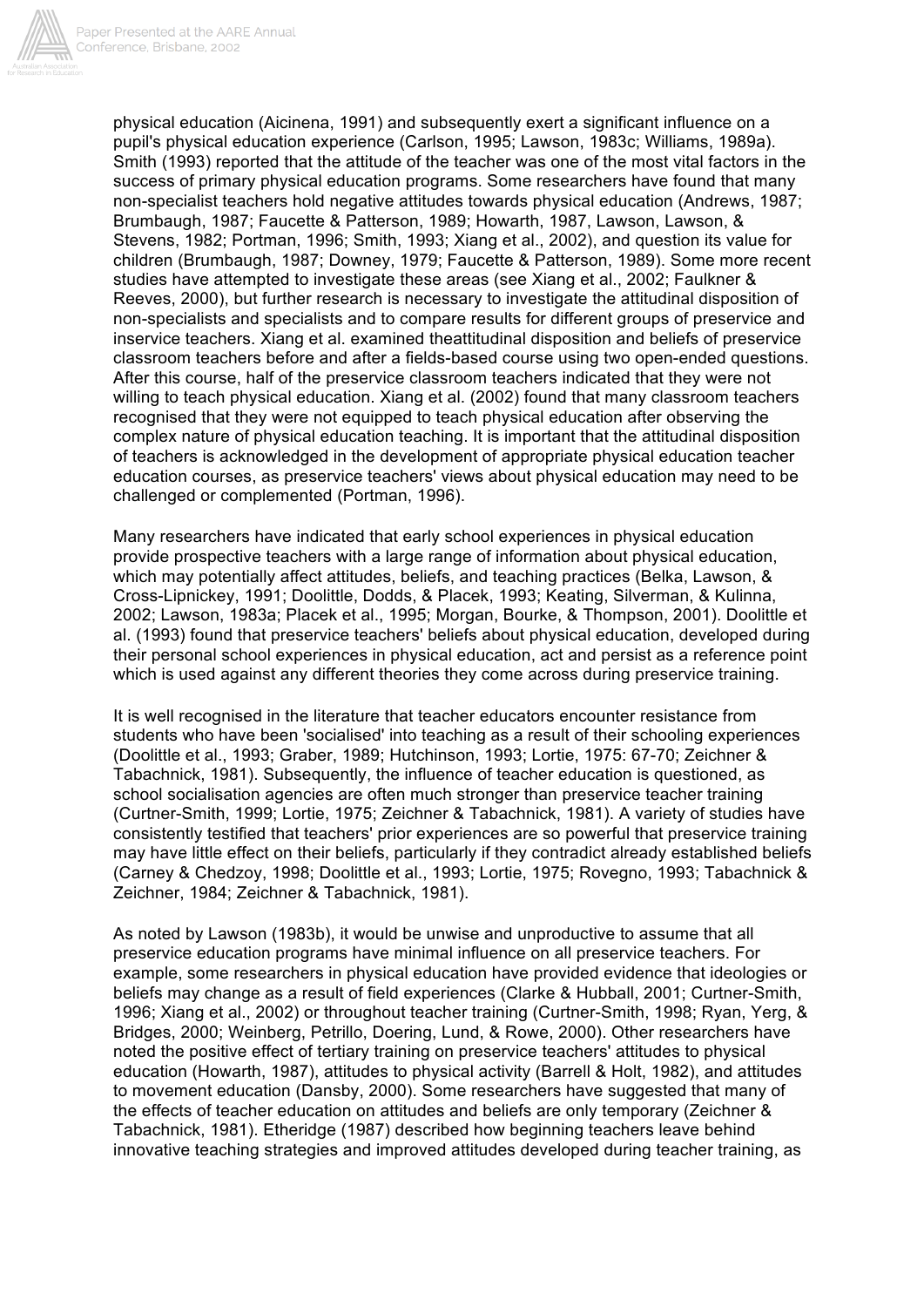physical education (Aicinena, 1991) and subsequently exert a significant influence on a pupil's physical education experience (Carlson, 1995; Lawson, 1983c; Williams, 1989a). Smith (1993) reported that the attitude of the teacher was one of the most vital factors in the success of primary physical education programs. Some researchers have found that many non-specialist teachers hold negative attitudes towards physical education (Andrews, 1987; Brumbaugh, 1987; Faucette & Patterson, 1989; Howarth, 1987, Lawson, Lawson, & Stevens, 1982; Portman, 1996; Smith, 1993; Xiang et al., 2002), and question its value for children (Brumbaugh, 1987; Downey, 1979; Faucette & Patterson, 1989). Some more recent studies have attempted to investigate these areas (see Xiang et al., 2002; Faulkner & Reeves, 2000), but further research is necessary to investigate the attitudinal disposition of non-specialists and specialists and to compare results for different groups of preservice and inservice teachers. Xiang et al. examined theattitudinal disposition and beliefs of preservice classroom teachers before and after a fields-based course using two open-ended questions. After this course, half of the preservice classroom teachers indicated that they were not willing to teach physical education. Xiang et al. (2002) found that many classroom teachers recognised that they were not equipped to teach physical education after observing the complex nature of physical education teaching. It is important that the attitudinal disposition of teachers is acknowledged in the development of appropriate physical education teacher education courses, as preservice teachers' views about physical education may need to be challenged or complemented (Portman, 1996).

Many researchers have indicated that early school experiences in physical education provide prospective teachers with a large range of information about physical education, which may potentially affect attitudes, beliefs, and teaching practices (Belka, Lawson, & Cross-Lipnickey, 1991; Doolittle, Dodds, & Placek, 1993; Keating, Silverman, & Kulinna, 2002; Lawson, 1983a; Placek et al., 1995; Morgan, Bourke, & Thompson, 2001). Doolittle et al. (1993) found that preservice teachers' beliefs about physical education, developed during their personal school experiences in physical education, act and persist as a reference point which is used against any different theories they come across during preservice training.

It is well recognised in the literature that teacher educators encounter resistance from students who have been 'socialised' into teaching as a result of their schooling experiences (Doolittle et al., 1993; Graber, 1989; Hutchinson, 1993; Lortie, 1975: 67-70; Zeichner & Tabachnick, 1981). Subsequently, the influence of teacher education is questioned, as school socialisation agencies are often much stronger than preservice teacher training (Curtner-Smith, 1999; Lortie, 1975; Zeichner & Tabachnick, 1981). A variety of studies have consistently testified that teachers' prior experiences are so powerful that preservice training may have little effect on their beliefs, particularly if they contradict already established beliefs (Carney & Chedzoy, 1998; Doolittle et al., 1993; Lortie, 1975; Rovegno, 1993; Tabachnick & Zeichner, 1984; Zeichner & Tabachnick, 1981).

As noted by Lawson (1983b), it would be unwise and unproductive to assume that all preservice education programs have minimal influence on all preservice teachers. For example, some researchers in physical education have provided evidence that ideologies or beliefs may change as a result of field experiences (Clarke & Hubball, 2001; Curtner-Smith, 1996; Xiang et al., 2002) or throughout teacher training (Curtner-Smith, 1998; Ryan, Yerg, & Bridges, 2000; Weinberg, Petrillo, Doering, Lund, & Rowe, 2000). Other researchers have noted the positive effect of tertiary training on preservice teachers' attitudes to physical education (Howarth, 1987), attitudes to physical activity (Barrell & Holt, 1982), and attitudes to movement education (Dansby, 2000). Some researchers have suggested that many of the effects of teacher education on attitudes and beliefs are only temporary (Zeichner & Tabachnick, 1981). Etheridge (1987) described how beginning teachers leave behind innovative teaching strategies and improved attitudes developed during teacher training, as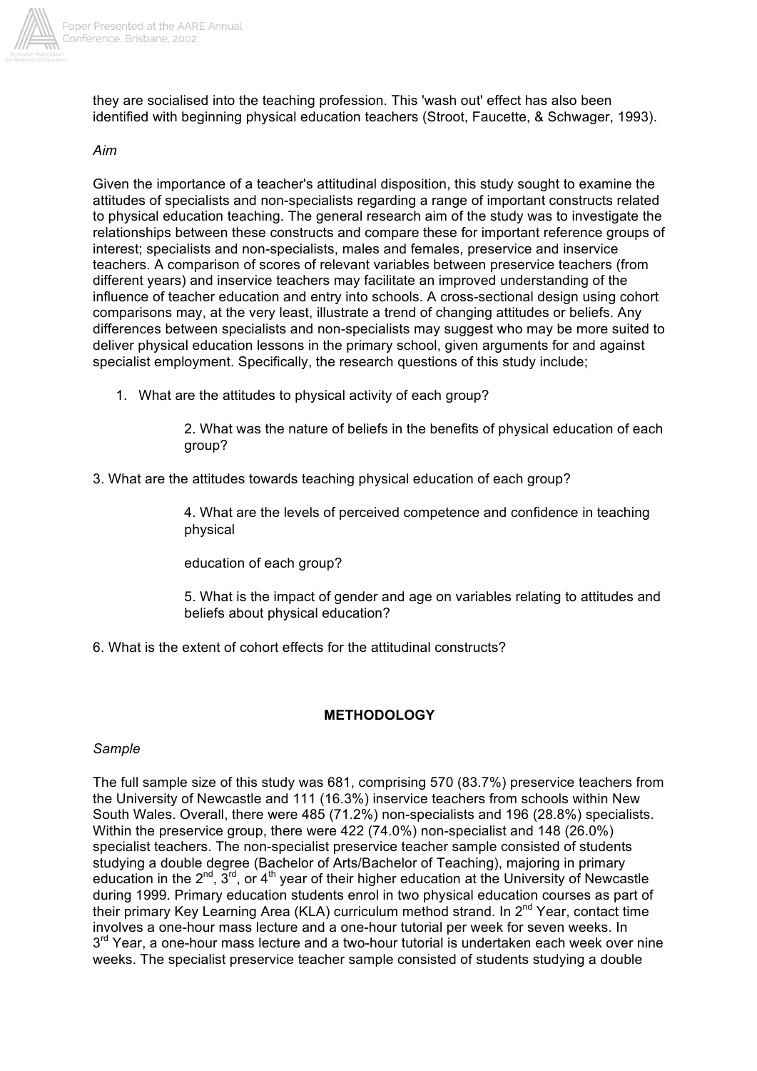they are socialised into the teaching profession. This 'wash out' effect has also been identified with beginning physical education teachers (Stroot, Faucette, & Schwager, 1993).

*Aim*

Given the importance of a teacher's attitudinal disposition, this study sought to examine the attitudes of specialists and non-specialists regarding a range of important constructs related to physical education teaching. The general research aim of the study was to investigate the relationships between these constructs and compare these for important reference groups of interest; specialists and non-specialists, males and females, preservice and inservice teachers. A comparison of scores of relevant variables between preservice teachers (from different years) and inservice teachers may facilitate an improved understanding of the influence of teacher education and entry into schools. A cross-sectional design using cohort comparisons may, at the very least, illustrate a trend of changing attitudes or beliefs. Any differences between specialists and non-specialists may suggest who may be more suited to deliver physical education lessons in the primary school, given arguments for and against specialist employment. Specifically, the research questions of this study include;

1. What are the attitudes to physical activity of each group?

2. What was the nature of beliefs in the benefits of physical education of each group?

3. What are the attitudes towards teaching physical education of each group?

4. What are the levels of perceived competence and confidence in teaching physical

education of each group?

5. What is the impact of gender and age on variables relating to attitudes and beliefs about physical education?

6. What is the extent of cohort effects for the attitudinal constructs?

## METHODOLOGY

*Sample*

The full sample size of this study was 681, comprising 570 (83.7%) preservice teachers from the University of Newcastle and 111 (16.3%) inservice teachers from schools within New South Wales. Overall, there were 485 (71.2%) non-specialists and 196 (28.8%) specialists. Within the preservice group, there were 422 (74.0%) non-specialist and 148 (26.0%) specialist teachers. The non-specialist preservice teacher sample consisted of students studying a double degree (Bachelor of Arts/Bachelor of Teaching), majoring in primary education in the 2nd, 3rd, or 4th year of their higher education at the University of Newcastle during 1999. Primary education students enrol in two physical education courses as part of their primary Key Learning Area (KLA) curriculum method strand. In 2nd Year, contact time involves a one-hour mass lecture and a one-hour tutorial per week for seven weeks. In 3rd Year, a one-hour mass lecture and a two-hour tutorial is undertaken each week over nine weeks. The specialist preservice teacher sample consisted of students studying a double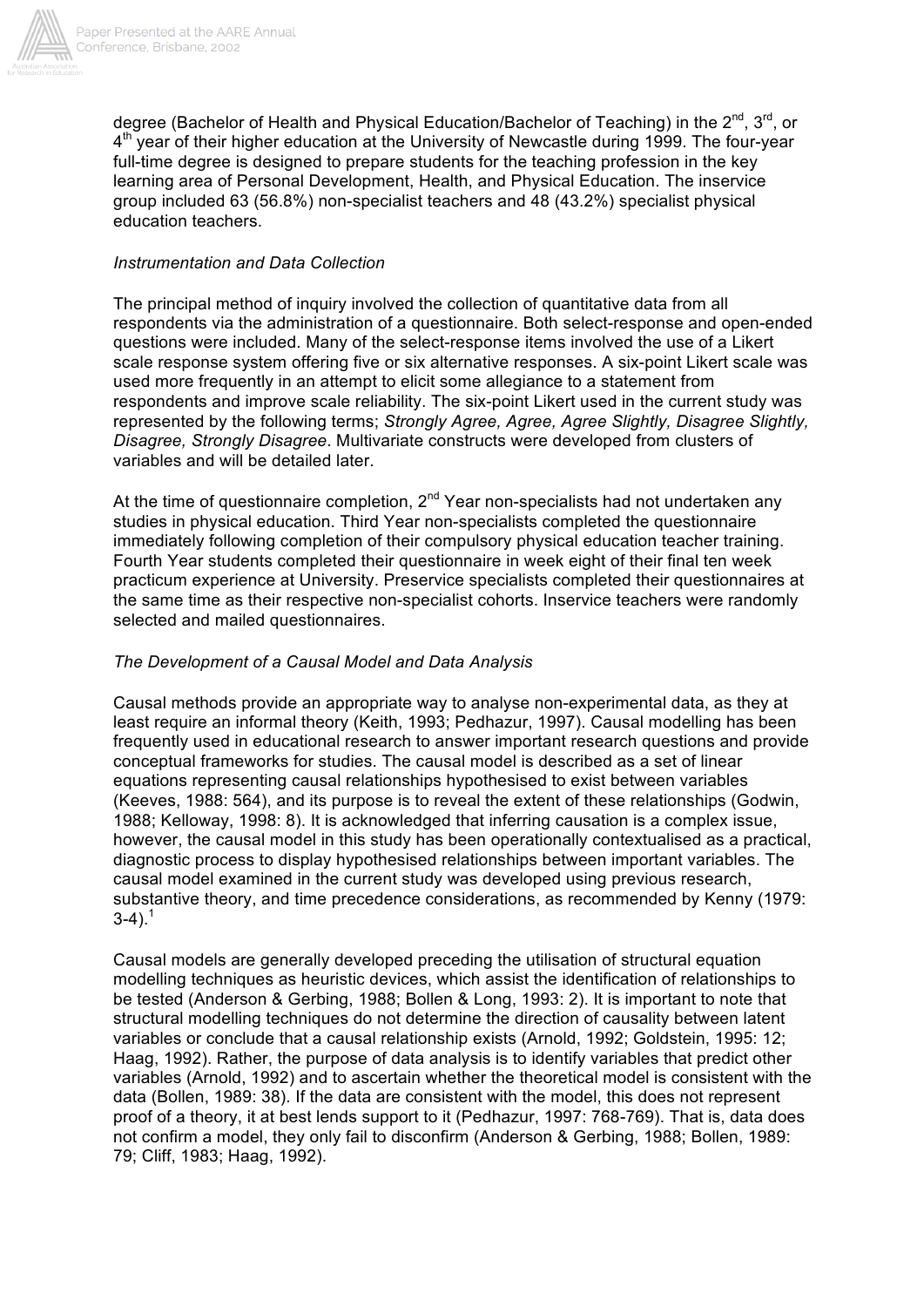degree (Bachelor of Health and Physical Education/Bachelor of Teaching) in the 2nd, 3rd, or 4th year of their higher education at the University of Newcastle during 1999. The four-year full-time degree is designed to prepare students for the teaching profession in the key learning area of Personal Development, Health, and Physical Education. The inservice group included 63 (56.8%) non-specialist teachers and 48 (43.2%) specialist physical education teachers.

*Instrumentation and Data Collection*

The principal method of inquiry involved the collection of quantitative data from all respondents via the administration of a questionnaire. Both select-response and open-ended questions were included. Many of the select-response items involved the use of a Likert scale response system offering five or six alternative responses. A six-point Likert scale was used more frequently in an attempt to elicit some allegiance to a statement from respondents and improve scale reliability. The six-point Likert used in the current study was represented by the following terms; *Strongly Agree, Agree, Agree Slightly, Disagree Slightly, Disagree, Strongly Disagree*. Multivariate constructs were developed from clusters of variables and will be detailed later.

At the time of questionnaire completion, 2nd Year non-specialists had not undertaken any studies in physical education. Third Year non-specialists completed the questionnaire immediately following completion of their compulsory physical education teacher training. Fourth Year students completed their questionnaire in week eight of their final ten week practicum experience at University. Preservice specialists completed their questionnaires at the same time as their respective non-specialist cohorts. Inservice teachers were randomly selected and mailed questionnaires.

*The Development of a Causal Model and Data Analysis*

Causal methods provide an appropriate way to analyse non-experimental data, as they at least require an informal theory (Keith, 1993; Pedhazur, 1997). Causal modelling has been frequently used in educational research to answer important research questions and provide conceptual frameworks for studies. The causal model is described as a set of linear equations representing causal relationships hypothesised to exist between variables (Keeves, 1988: 564), and its purpose is to reveal the extent of these relationships (Godwin, 1988; Kelloway, 1998: 8). It is acknowledged that inferring causation is a complex issue, however, the causal model in this study has been operationally contextualised as a practical, diagnostic process to display hypothesised relationships between important variables. The causal model examined in the current study was developed using previous research, substantive theory, and time precedence considerations, as recommended by Kenny (1979: 3-4).[1]

Causal models are generally developed preceding the utilisation of structural equation modelling techniques as heuristic devices, which assist the identification of relationships to be tested (Anderson & Gerbing, 1988; Bollen & Long, 1993: 2). It is important to note that structural modelling techniques do not determine the direction of causality between latent variables or conclude that a causal relationship exists (Arnold, 1992; Goldstein, 1995: 12; Haag, 1992). Rather, the purpose of data analysis is to identify variables that predict other variables (Arnold, 1992) and to ascertain whether the theoretical model is consistent with the data (Bollen, 1989: 38). If the data are consistent with the model, this does not represent proof of a theory, it at best lends support to it (Pedhazur, 1997: 768-769). That is, data does not confirm a model, they only fail to disconfirm (Anderson & Gerbing, 1988; Bollen, 1989: 79; Cliff, 1983; Haag, 1992).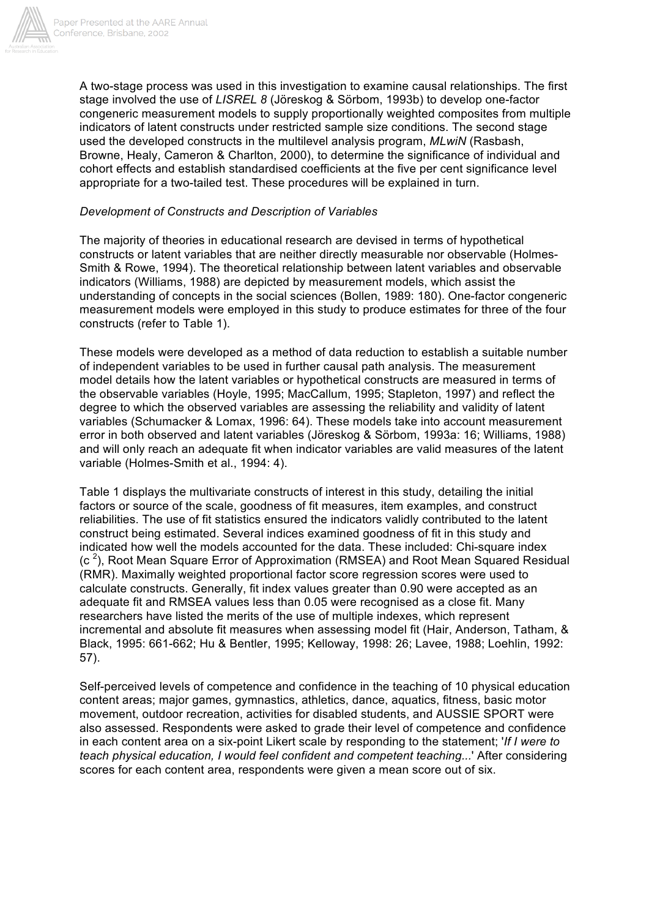A two-stage process was used in this investigation to examine causal relationships. The first stage involved the use of *LISREL 8* (Jöreskog & Sörbom, 1993b) to develop one-factor congeneric measurement models to supply proportionally weighted composites from multiple indicators of latent constructs under restricted sample size conditions. The second stage used the developed constructs in the multilevel analysis program, *MLwiN* (Rasbash, Browne, Healy, Cameron & Charlton, 2000), to determine the significance of individual and cohort effects and establish standardised coefficients at the five per cent significance level appropriate for a two-tailed test. These procedures will be explained in turn.

*Development of Constructs and Description of Variables*

The majority of theories in educational research are devised in terms of hypothetical constructs or latent variables that are neither directly measurable nor observable (Holmes-Smith & Rowe, 1994). The theoretical relationship between latent variables and observable indicators (Williams, 1988) are depicted by measurement models, which assist the understanding of concepts in the social sciences (Bollen, 1989: 180). One-factor congeneric measurement models were employed in this study to produce estimates for three of the four constructs (refer to Table 1).

These models were developed as a method of data reduction to establish a suitable number of independent variables to be used in further causal path analysis. The measurement model details how the latent variables or hypothetical constructs are measured in terms of the observable variables (Hoyle, 1995; MacCallum, 1995; Stapleton, 1997) and reflect the degree to which the observed variables are assessing the reliability and validity of latent variables (Schumacker & Lomax, 1996: 64). These models take into account measurement error in both observed and latent variables (Jöreskog & Sörbom, 1993a: 16; Williams, 1988) and will only reach an adequate fit when indicator variables are valid measures of the latent variable (Holmes-Smith et al., 1994: 4).

Table 1 displays the multivariate constructs of interest in this study, detailing the initial factors or source of the scale, goodness of fit measures, item examples, and construct reliabilities. The use of fit statistics ensured the indicators validly contributed to the latent construct being estimated. Several indices examined goodness of fit in this study and indicated how well the models accounted for the data. These included: Chi-square index ($c^2$), Root Mean Square Error of Approximation (RMSEA) and Root Mean Squared Residual (RMR). Maximally weighted proportional factor score regression scores were used to calculate constructs. Generally, fit index values greater than 0.90 were accepted as an adequate fit and RMSEA values less than 0.05 were recognised as a close fit. Many researchers have listed the merits of the use of multiple indexes, which represent incremental and absolute fit measures when assessing model fit (Hair, Anderson, Tatham, & Black, 1995: 661-662; Hu & Bentler, 1995; Kelloway, 1998: 26; Lavee, 1988; Loehlin, 1992: 57).

Self-perceived levels of competence and confidence in the teaching of 10 physical education content areas; major games, gymnastics, athletics, dance, aquatics, fitness, basic motor movement, outdoor recreation, activities for disabled students, and AUSSIE SPORT were also assessed. Respondents were asked to grade their level of competence and confidence in each content area on a six-point Likert scale by responding to the statement; '*If I were to teach physical education, I would feel confident and competent teaching...*' After considering scores for each content area, respondents were given a mean score out of six.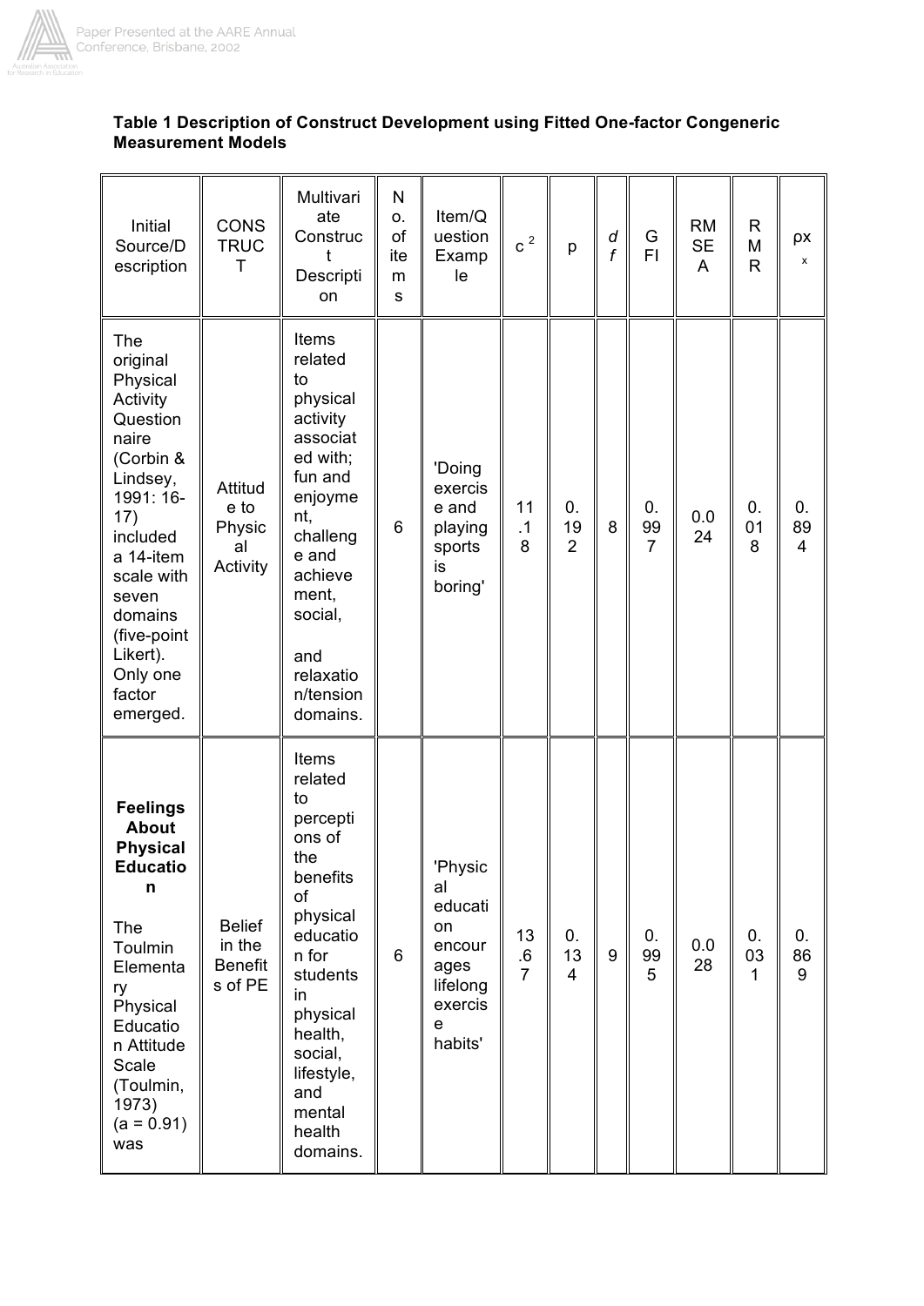**Table 1 Description of Construct Development using Fitted One-factor Congeneric Measurement Models**

| Initial Source/Description | CONSTRUCT | Multivariate Construct Description | No. of items | Item/Question Example | $c^2$ | p | *df* | GFI | RMSEA | RMR | ρx |
|---|---|---|---|---|---|---|---|---|---|---|---|
| The original Physical Activity Questionnaire (Corbin & Lindsey, 1991: 16-17) included a 14-item scale with seven domains (five-point Likert). Only one factor emerged. | Attitude to Physical Activity | Items related to physical activity associated with; fun and enjoyment, challenge and achievement, social, and relaxation/tension domains. | 6 | 'Doing exercise and playing sports is boring' | 11.18 | 0.192 | 8 | 0.997 | 0.024 | 0.018 | 0.894 |
| **Feelings About Physical Education** The Toulmin Elementary Physical Education Attitude Scale (Toulmin, 1973) (a = 0.91) was | Belief in the Benefits of PE | Items related to perceptions of the benefits of physical education for students in physical health, social, lifestyle, and mental health domains. | 6 | 'Physical education encourages lifelong exercise habits' | 13.67 | 0.134 | 9 | 0.995 | 0.028 | 0.031 | 0.869 |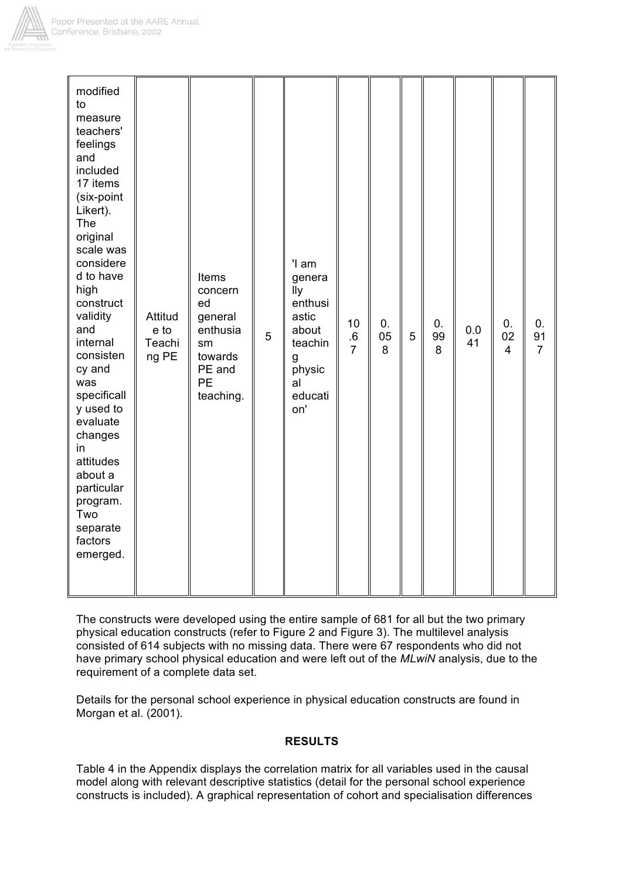| | | | | | | | | | | | |
|---|---|---|---|---|---|---|---|---|---|---|---|
| modified to measure teachers' feelings and included 17 items (six-point Likert). The original scale was considered to have high construct validity and internal consistency and was specifically used to evaluate changes in attitudes about a particular program. Two separate factors emerged. | Attitude to Teaching PE | Items concerned general enthusiasm towards PE and PE teaching. | 5 | 'I am generally enthusiastic about teaching physical education' | 10.67 | 0.058 | 5 | 0.998 | 0.041 | 0.024 | 0.917 |

The constructs were developed using the entire sample of 681 for all but the two primary physical education constructs (refer to Figure 2 and Figure 3). The multilevel analysis consisted of 614 subjects with no missing data. There were 67 respondents who did not have primary school physical education and were left out of the *MLwiN* analysis, due to the requirement of a complete data set.

Details for the personal school experience in physical education constructs are found in Morgan et al. (2001).

## RESULTS

Table 4 in the Appendix displays the correlation matrix for all variables used in the causal model along with relevant descriptive statistics (detail for the personal school experience constructs is included). A graphical representation of cohort and specialisation differences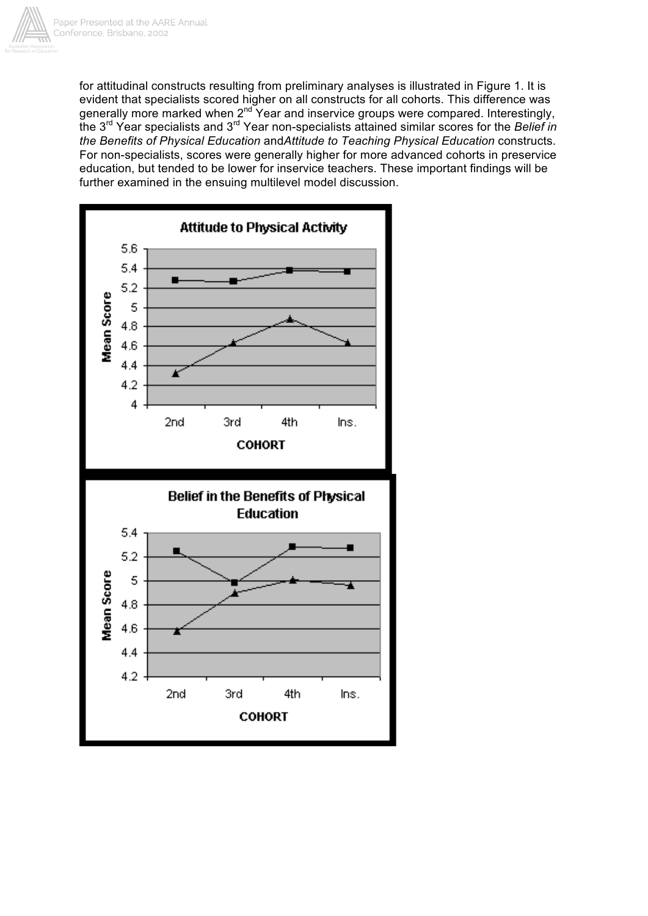for attitudinal constructs resulting from preliminary analyses is illustrated in Figure 1. It is evident that specialists scored higher on all constructs for all cohorts. This difference was generally more marked when 2nd Year and inservice groups were compared. Interestingly, the 3rd Year specialists and 3rd Year non-specialists attained similar scores for the *Belief in the Benefits of Physical Education* and*Attitude to Teaching Physical Education* constructs. For non-specialists, scores were generally higher for more advanced cohorts in preservice education, but tended to be lower for inservice teachers. These important findings will be further examined in the ensuing multilevel model discussion.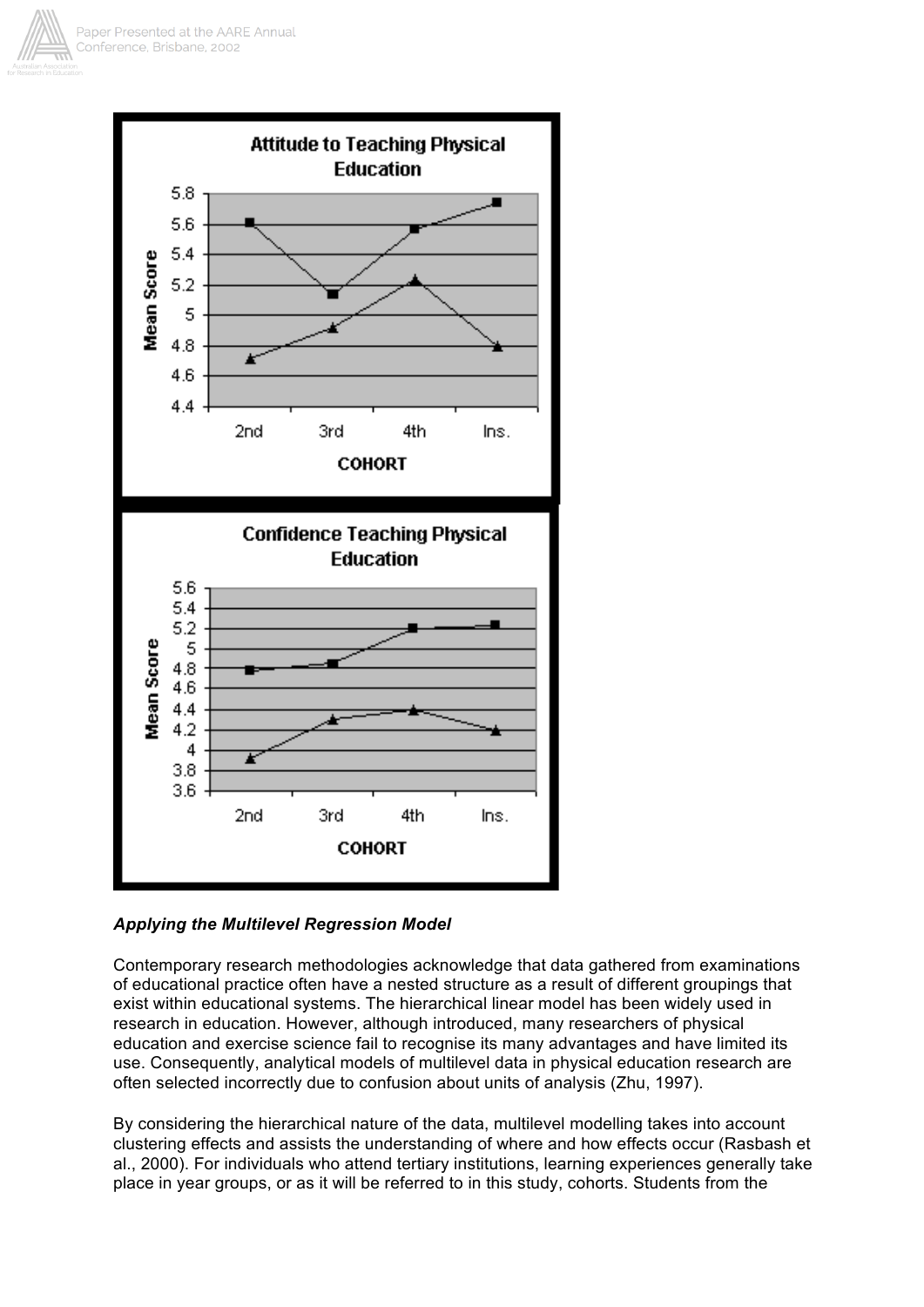***Applying the Multilevel Regression Model***

Contemporary research methodologies acknowledge that data gathered from examinations of educational practice often have a nested structure as a result of different groupings that exist within educational systems. The hierarchical linear model has been widely used in research in education. However, although introduced, many researchers of physical education and exercise science fail to recognise its many advantages and have limited its use. Consequently, analytical models of multilevel data in physical education research are often selected incorrectly due to confusion about units of analysis (Zhu, 1997).

By considering the hierarchical nature of the data, multilevel modelling takes into account clustering effects and assists the understanding of where and how effects occur (Rasbash et al., 2000). For individuals who attend tertiary institutions, learning experiences generally take place in year groups, or as it will be referred to in this study, cohorts. Students from the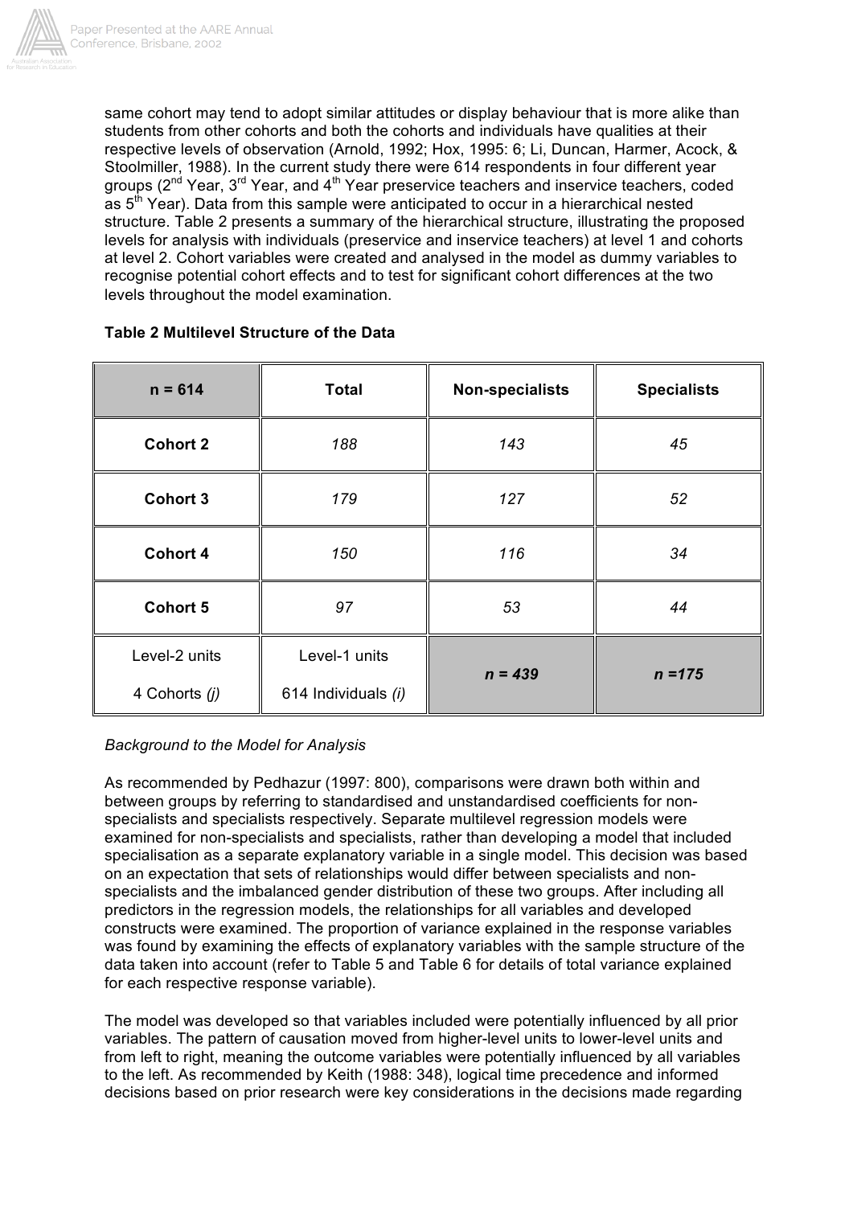same cohort may tend to adopt similar attitudes or display behaviour that is more alike than students from other cohorts and both the cohorts and individuals have qualities at their respective levels of observation (Arnold, 1992; Hox, 1995: 6; Li, Duncan, Harmer, Acock, & Stoolmiller, 1988). In the current study there were 614 respondents in four different year groups (2nd Year, 3rd Year, and 4th Year preservice teachers and inservice teachers, coded as 5th Year). Data from this sample were anticipated to occur in a hierarchical nested structure. Table 2 presents a summary of the hierarchical structure, illustrating the proposed levels for analysis with individuals (preservice and inservice teachers) at level 1 and cohorts at level 2. Cohort variables were created and analysed in the model as dummy variables to recognise potential cohort effects and to test for significant cohort differences at the two levels throughout the model examination.

**Table 2 Multilevel Structure of the Data**

| **n = 614** | **Total** | **Non-specialists** | **Specialists** |
|---|---|---|---|
| **Cohort 2** | *188* | *143* | *45* |
| **Cohort 3** | *179* | *127* | *52* |
| **Cohort 4** | *150* | *116* | *34* |
| **Cohort 5** | *97* | *53* | *44* |
| Level-2 units<br>4 Cohorts *(j)* | Level-1 units<br>614 Individuals *(i)* | ***n = 439*** | ***n =175*** |

*Background to the Model for Analysis*

As recommended by Pedhazur (1997: 800), comparisons were drawn both within and between groups by referring to standardised and unstandardised coefficients for non-specialists and specialists respectively. Separate multilevel regression models were examined for non-specialists and specialists, rather than developing a model that included specialisation as a separate explanatory variable in a single model. This decision was based on an expectation that sets of relationships would differ between specialists and non-specialists and the imbalanced gender distribution of these two groups. After including all predictors in the regression models, the relationships for all variables and developed constructs were examined. The proportion of variance explained in the response variables was found by examining the effects of explanatory variables with the sample structure of the data taken into account (refer to Table 5 and Table 6 for details of total variance explained for each respective response variable).

The model was developed so that variables included were potentially influenced by all prior variables. The pattern of causation moved from higher-level units to lower-level units and from left to right, meaning the outcome variables were potentially influenced by all variables to the left. As recommended by Keith (1988: 348), logical time precedence and informed decisions based on prior research were key considerations in the decisions made regarding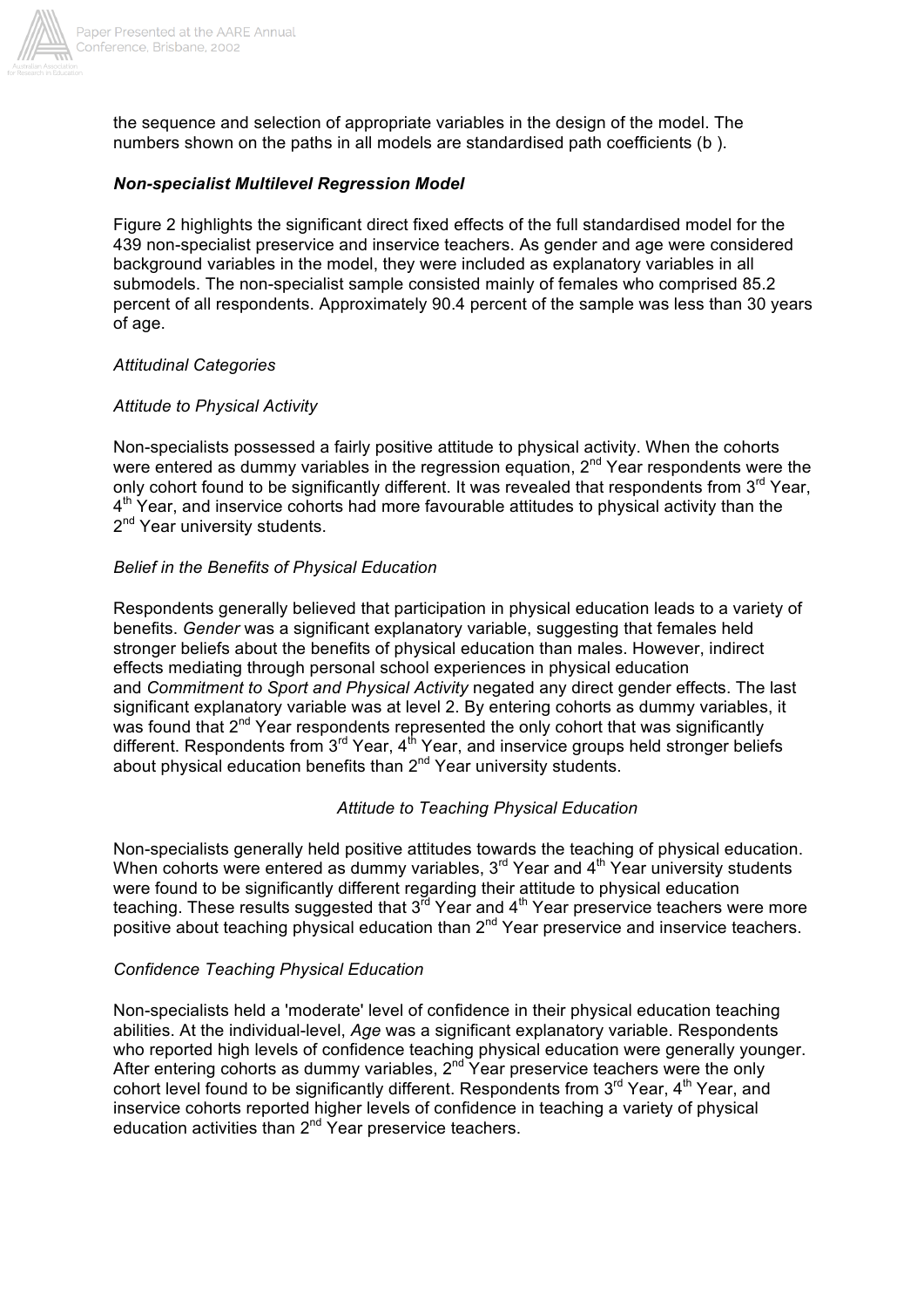the sequence and selection of appropriate variables in the design of the model. The numbers shown on the paths in all models are standardised path coefficients (b ).

### *Non-specialist Multilevel Regression Model*

Figure 2 highlights the significant direct fixed effects of the full standardised model for the 439 non-specialist preservice and inservice teachers. As gender and age were considered background variables in the model, they were included as explanatory variables in all submodels. The non-specialist sample consisted mainly of females who comprised 85.2 percent of all respondents. Approximately 90.4 percent of the sample was less than 30 years of age.

*Attitudinal Categories*

*Attitude to Physical Activity*

Non-specialists possessed a fairly positive attitude to physical activity. When the cohorts were entered as dummy variables in the regression equation, 2nd Year respondents were the only cohort found to be significantly different. It was revealed that respondents from 3rd Year, 4th Year, and inservice cohorts had more favourable attitudes to physical activity than the 2nd Year university students.

*Belief in the Benefits of Physical Education*

Respondents generally believed that participation in physical education leads to a variety of benefits. *Gender* was a significant explanatory variable, suggesting that females held stronger beliefs about the benefits of physical education than males. However, indirect effects mediating through personal school experiences in physical education and *Commitment to Sport and Physical Activity* negated any direct gender effects. The last significant explanatory variable was at level 2. By entering cohorts as dummy variables, it was found that 2nd Year respondents represented the only cohort that was significantly different. Respondents from 3rd Year, 4th Year, and inservice groups held stronger beliefs about physical education benefits than 2nd Year university students.

*Attitude to Teaching Physical Education*

Non-specialists generally held positive attitudes towards the teaching of physical education. When cohorts were entered as dummy variables, 3rd Year and 4th Year university students were found to be significantly different regarding their attitude to physical education teaching. These results suggested that 3rd Year and 4th Year preservice teachers were more positive about teaching physical education than 2nd Year preservice and inservice teachers.

*Confidence Teaching Physical Education*

Non-specialists held a 'moderate' level of confidence in their physical education teaching abilities. At the individual-level, *Age* was a significant explanatory variable. Respondents who reported high levels of confidence teaching physical education were generally younger. After entering cohorts as dummy variables, 2nd Year preservice teachers were the only cohort level found to be significantly different. Respondents from 3rd Year, 4th Year, and inservice cohorts reported higher levels of confidence in teaching a variety of physical education activities than 2nd Year preservice teachers.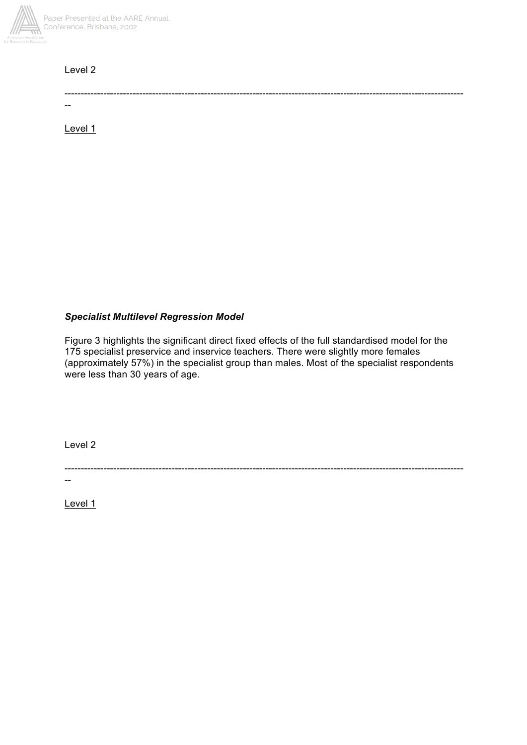Level 2

--------------------------------------------------------------------------------------------------------------------------

Level 1

### *Specialist Multilevel Regression Model*

Figure 3 highlights the significant direct fixed effects of the full standardised model for the 175 specialist preservice and inservice teachers. There were slightly more females (approximately 57%) in the specialist group than males. Most of the specialist respondents were less than 30 years of age.

Level 2

--------------------------------------------------------------------------------------------------------------------------

Level 1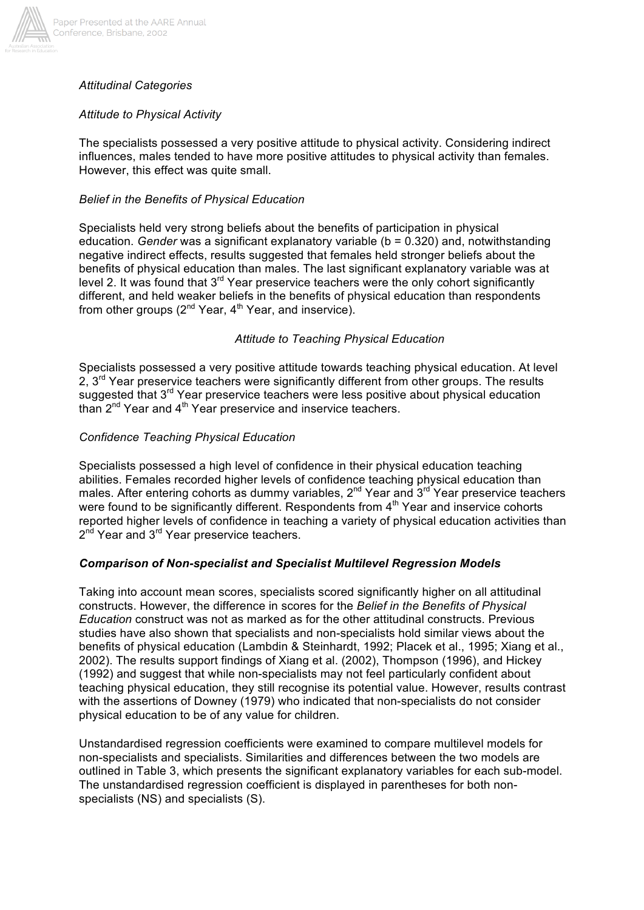*Attitudinal Categories*

*Attitude to Physical Activity*

The specialists possessed a very positive attitude to physical activity. Considering indirect influences, males tended to have more positive attitudes to physical activity than females. However, this effect was quite small.

*Belief in the Benefits of Physical Education*

Specialists held very strong beliefs about the benefits of participation in physical education. *Gender* was a significant explanatory variable (b = 0.320) and, notwithstanding negative indirect effects, results suggested that females held stronger beliefs about the benefits of physical education than males. The last significant explanatory variable was at level 2. It was found that 3rd Year preservice teachers were the only cohort significantly different, and held weaker beliefs in the benefits of physical education than respondents from other groups (2nd Year, 4th Year, and inservice).

*Attitude to Teaching Physical Education*

Specialists possessed a very positive attitude towards teaching physical education. At level 2, 3rd Year preservice teachers were significantly different from other groups. The results suggested that 3rd Year preservice teachers were less positive about physical education than 2nd Year and 4th Year preservice and inservice teachers.

*Confidence Teaching Physical Education*

Specialists possessed a high level of confidence in their physical education teaching abilities. Females recorded higher levels of confidence teaching physical education than males. After entering cohorts as dummy variables, 2nd Year and 3rd Year preservice teachers were found to be significantly different. Respondents from 4th Year and inservice cohorts reported higher levels of confidence in teaching a variety of physical education activities than 2nd Year and 3rd Year preservice teachers.

***Comparison of Non-specialist and Specialist Multilevel Regression Models***

Taking into account mean scores, specialists scored significantly higher on all attitudinal constructs. However, the difference in scores for the *Belief in the Benefits of Physical Education* construct was not as marked as for the other attitudinal constructs. Previous studies have also shown that specialists and non-specialists hold similar views about the benefits of physical education (Lambdin & Steinhardt, 1992; Placek et al., 1995; Xiang et al., 2002). The results support findings of Xiang et al. (2002), Thompson (1996), and Hickey (1992) and suggest that while non-specialists may not feel particularly confident about teaching physical education, they still recognise its potential value. However, results contrast with the assertions of Downey (1979) who indicated that non-specialists do not consider physical education to be of any value for children.

Unstandardised regression coefficients were examined to compare multilevel models for non-specialists and specialists. Similarities and differences between the two models are outlined in Table 3, which presents the significant explanatory variables for each sub-model. The unstandardised regression coefficient is displayed in parentheses for both non-specialists (NS) and specialists (S).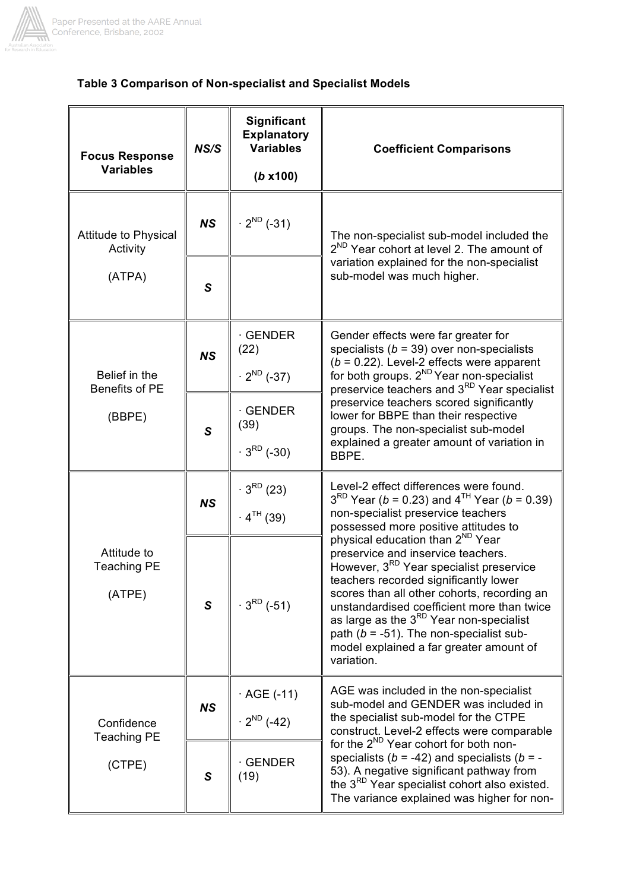**Table 3 Comparison of Non-specialist and Specialist Models**

| Focus Response Variables | *NS/S* | Significant Explanatory Variables (*b* x100) | Coefficient Comparisons |
|---|---|---|---|
| Attitude to Physical Activity (ATPA) | ***NS*** | · 2ND (-31) | The non-specialist sub-model included the 2ND Year cohort at level 2. The amount of variation explained for the non-specialist sub-model was much higher. |
| | ***S*** | | |
| Belief in the Benefits of PE (BBPE) | ***NS*** | · GENDER (22) · 2ND (-37) | Gender effects were far greater for specialists (*b* = 39) over non-specialists (*b* = 0.22). Level-2 effects were apparent for both groups. 2ND Year non-specialist preservice teachers and 3RD Year specialist preservice teachers scored significantly lower for BBPE than their respective groups. The non-specialist sub-model explained a greater amount of variation in BBPE. |
| | ***S*** | · GENDER (39) · 3RD (-30) | |
| Attitude to Teaching PE (ATPE) | ***NS*** | · 3RD (23) · 4TH (39) | Level-2 effect differences were found. 3RD Year (*b* = 0.23) and 4TH Year (*b* = 0.39) non-specialist preservice teachers possessed more positive attitudes to physical education than 2ND Year preservice and inservice teachers. However, 3RD Year specialist preservice teachers recorded significantly lower scores than all other cohorts, recording an unstandardised coefficient more than twice as large as the 3RD Year non-specialist path (*b* = -51). The non-specialist sub-model explained a far greater amount of variation. |
| | ***S*** | · 3RD (-51) | |
| Confidence Teaching PE (CTPE) | ***NS*** | · AGE (-11) · 2ND (-42) | AGE was included in the non-specialist sub-model and GENDER was included in the specialist sub-model for the CTPE construct. Level-2 effects were comparable for the 2ND Year cohort for both non-specialists (*b* = -42) and specialists (*b* = -53). A negative significant pathway from the 3RD Year specialist cohort also existed. The variance explained was higher for non- |
| | ***S*** | · GENDER (19) | |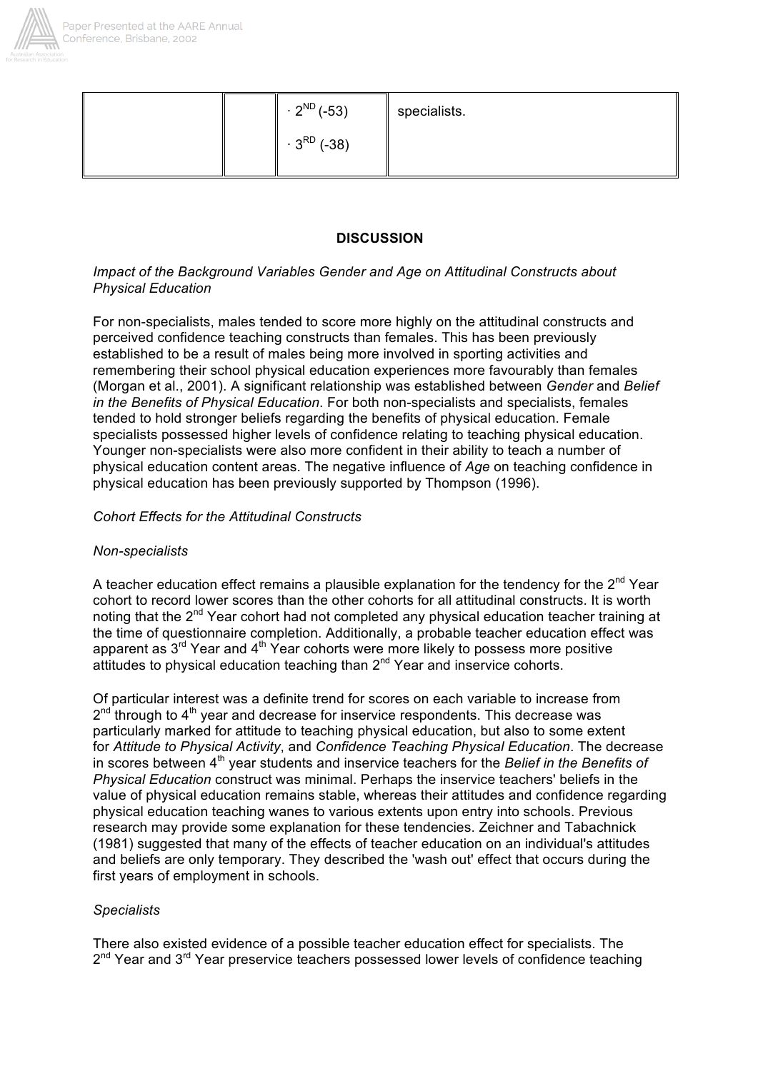|  |  | · 2ND (-53)<br>· 3RD (-38) | specialists. |
|---|---|---|---|

**DISCUSSION**

*Impact of the Background Variables Gender and Age on Attitudinal Constructs about Physical Education*

For non-specialists, males tended to score more highly on the attitudinal constructs and perceived confidence teaching constructs than females. This has been previously established to be a result of males being more involved in sporting activities and remembering their school physical education experiences more favourably than females (Morgan et al., 2001). A significant relationship was established between *Gender* and *Belief in the Benefits of Physical Education*. For both non-specialists and specialists, females tended to hold stronger beliefs regarding the benefits of physical education. Female specialists possessed higher levels of confidence relating to teaching physical education. Younger non-specialists were also more confident in their ability to teach a number of physical education content areas. The negative influence of *Age* on teaching confidence in physical education has been previously supported by Thompson (1996).

*Cohort Effects for the Attitudinal Constructs*

*Non-specialists*

A teacher education effect remains a plausible explanation for the tendency for the 2nd Year cohort to record lower scores than the other cohorts for all attitudinal constructs. It is worth noting that the 2nd Year cohort had not completed any physical education teacher training at the time of questionnaire completion. Additionally, a probable teacher education effect was apparent as 3rd Year and 4th Year cohorts were more likely to possess more positive attitudes to physical education teaching than 2nd Year and inservice cohorts.

Of particular interest was a definite trend for scores on each variable to increase from 2nd through to 4th year and decrease for inservice respondents. This decrease was particularly marked for attitude to teaching physical education, but also to some extent for *Attitude to Physical Activity*, and *Confidence Teaching Physical Education*. The decrease in scores between 4th year students and inservice teachers for the *Belief in the Benefits of Physical Education* construct was minimal. Perhaps the inservice teachers' beliefs in the value of physical education remains stable, whereas their attitudes and confidence regarding physical education teaching wanes to various extents upon entry into schools. Previous research may provide some explanation for these tendencies. Zeichner and Tabachnick (1981) suggested that many of the effects of teacher education on an individual's attitudes and beliefs are only temporary. They described the 'wash out' effect that occurs during the first years of employment in schools.

*Specialists*

There also existed evidence of a possible teacher education effect for specialists. The 2nd Year and 3rd Year preservice teachers possessed lower levels of confidence teaching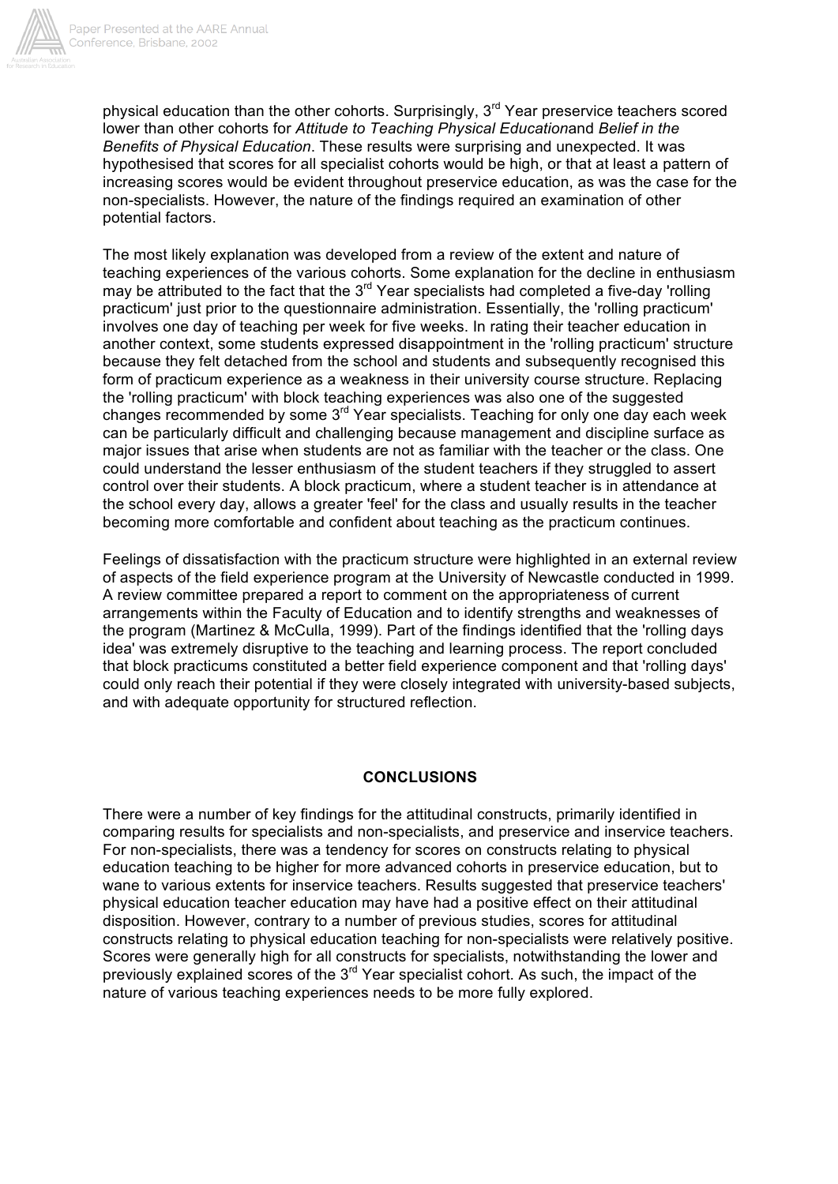physical education than the other cohorts. Surprisingly, 3rd Year preservice teachers scored lower than other cohorts for *Attitude to Teaching Physical Education*and *Belief in the Benefits of Physical Education*. These results were surprising and unexpected. It was hypothesised that scores for all specialist cohorts would be high, or that at least a pattern of increasing scores would be evident throughout preservice education, as was the case for the non-specialists. However, the nature of the findings required an examination of other potential factors.

The most likely explanation was developed from a review of the extent and nature of teaching experiences of the various cohorts. Some explanation for the decline in enthusiasm may be attributed to the fact that the 3rd Year specialists had completed a five-day 'rolling practicum' just prior to the questionnaire administration. Essentially, the 'rolling practicum' involves one day of teaching per week for five weeks. In rating their teacher education in another context, some students expressed disappointment in the 'rolling practicum' structure because they felt detached from the school and students and subsequently recognised this form of practicum experience as a weakness in their university course structure. Replacing the 'rolling practicum' with block teaching experiences was also one of the suggested changes recommended by some 3rd Year specialists. Teaching for only one day each week can be particularly difficult and challenging because management and discipline surface as major issues that arise when students are not as familiar with the teacher or the class. One could understand the lesser enthusiasm of the student teachers if they struggled to assert control over their students. A block practicum, where a student teacher is in attendance at the school every day, allows a greater 'feel' for the class and usually results in the teacher becoming more comfortable and confident about teaching as the practicum continues.

Feelings of dissatisfaction with the practicum structure were highlighted in an external review of aspects of the field experience program at the University of Newcastle conducted in 1999. A review committee prepared a report to comment on the appropriateness of current arrangements within the Faculty of Education and to identify strengths and weaknesses of the program (Martinez & McCulla, 1999). Part of the findings identified that the 'rolling days idea' was extremely disruptive to the teaching and learning process. The report concluded that block practicums constituted a better field experience component and that 'rolling days' could only reach their potential if they were closely integrated with university-based subjects, and with adequate opportunity for structured reflection.

## CONCLUSIONS

There were a number of key findings for the attitudinal constructs, primarily identified in comparing results for specialists and non-specialists, and preservice and inservice teachers. For non-specialists, there was a tendency for scores on constructs relating to physical education teaching to be higher for more advanced cohorts in preservice education, but to wane to various extents for inservice teachers. Results suggested that preservice teachers' physical education teacher education may have had a positive effect on their attitudinal disposition. However, contrary to a number of previous studies, scores for attitudinal constructs relating to physical education teaching for non-specialists were relatively positive. Scores were generally high for all constructs for specialists, notwithstanding the lower and previously explained scores of the 3rd Year specialist cohort. As such, the impact of the nature of various teaching experiences needs to be more fully explored.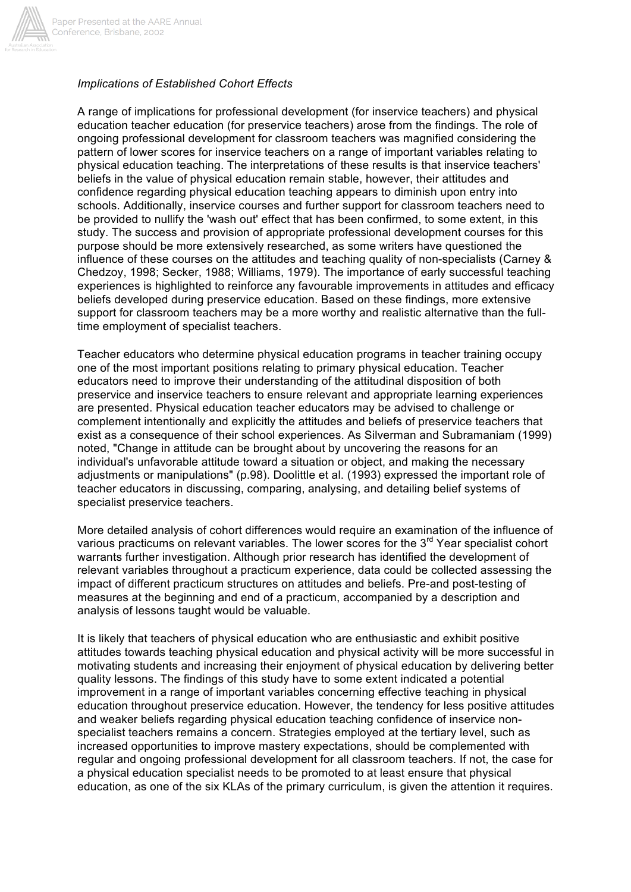*Implications of Established Cohort Effects*

A range of implications for professional development (for inservice teachers) and physical education teacher education (for preservice teachers) arose from the findings. The role of ongoing professional development for classroom teachers was magnified considering the pattern of lower scores for inservice teachers on a range of important variables relating to physical education teaching. The interpretations of these results is that inservice teachers' beliefs in the value of physical education remain stable, however, their attitudes and confidence regarding physical education teaching appears to diminish upon entry into schools. Additionally, inservice courses and further support for classroom teachers need to be provided to nullify the 'wash out' effect that has been confirmed, to some extent, in this study. The success and provision of appropriate professional development courses for this purpose should be more extensively researched, as some writers have questioned the influence of these courses on the attitudes and teaching quality of non-specialists (Carney & Chedzoy, 1998; Secker, 1988; Williams, 1979). The importance of early successful teaching experiences is highlighted to reinforce any favourable improvements in attitudes and efficacy beliefs developed during preservice education. Based on these findings, more extensive support for classroom teachers may be a more worthy and realistic alternative than the full-time employment of specialist teachers.

Teacher educators who determine physical education programs in teacher training occupy one of the most important positions relating to primary physical education. Teacher educators need to improve their understanding of the attitudinal disposition of both preservice and inservice teachers to ensure relevant and appropriate learning experiences are presented. Physical education teacher educators may be advised to challenge or complement intentionally and explicitly the attitudes and beliefs of preservice teachers that exist as a consequence of their school experiences. As Silverman and Subramaniam (1999) noted, "Change in attitude can be brought about by uncovering the reasons for an individual's unfavorable attitude toward a situation or object, and making the necessary adjustments or manipulations" (p.98). Doolittle et al. (1993) expressed the important role of teacher educators in discussing, comparing, analysing, and detailing belief systems of specialist preservice teachers.

More detailed analysis of cohort differences would require an examination of the influence of various practicums on relevant variables. The lower scores for the 3rd Year specialist cohort warrants further investigation. Although prior research has identified the development of relevant variables throughout a practicum experience, data could be collected assessing the impact of different practicum structures on attitudes and beliefs. Pre-and post-testing of measures at the beginning and end of a practicum, accompanied by a description and analysis of lessons taught would be valuable.

It is likely that teachers of physical education who are enthusiastic and exhibit positive attitudes towards teaching physical education and physical activity will be more successful in motivating students and increasing their enjoyment of physical education by delivering better quality lessons. The findings of this study have to some extent indicated a potential improvement in a range of important variables concerning effective teaching in physical education throughout preservice education. However, the tendency for less positive attitudes and weaker beliefs regarding physical education teaching confidence of inservice non-specialist teachers remains a concern. Strategies employed at the tertiary level, such as increased opportunities to improve mastery expectations, should be complemented with regular and ongoing professional development for all classroom teachers. If not, the case for a physical education specialist needs to be promoted to at least ensure that physical education, as one of the six KLAs of the primary curriculum, is given the attention it requires.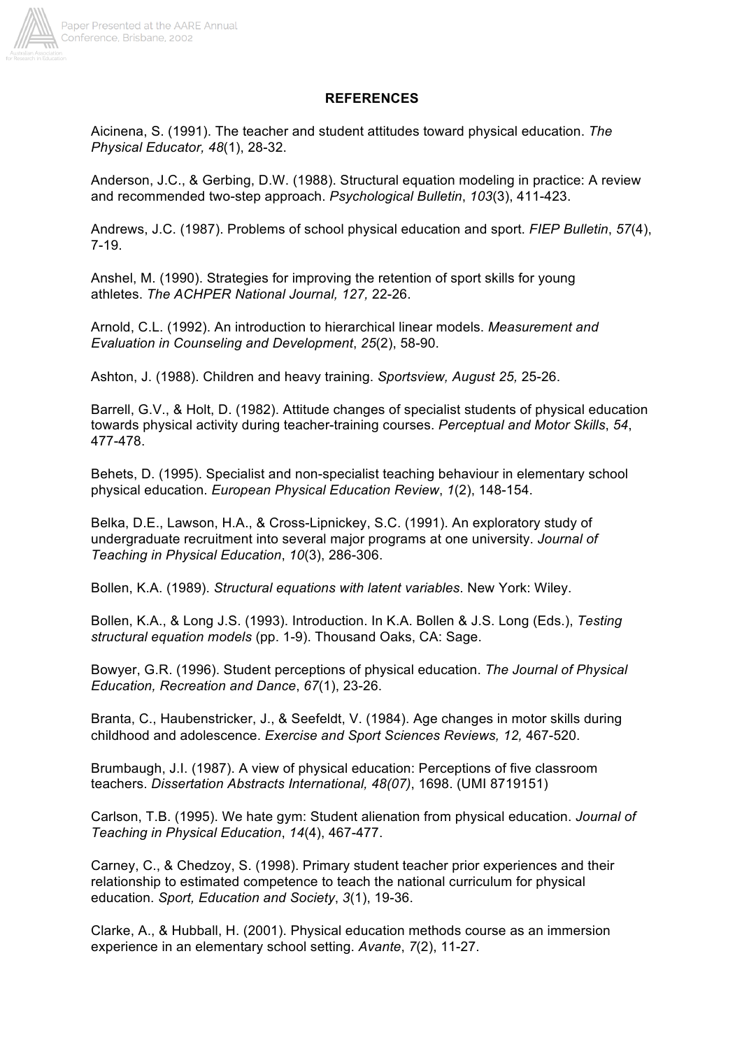**REFERENCES**

Aicinena, S. (1991). The teacher and student attitudes toward physical education. *The Physical Educator, 48*(1), 28-32.

Anderson, J.C., & Gerbing, D.W. (1988). Structural equation modeling in practice: A review and recommended two-step approach. *Psychological Bulletin*, *103*(3), 411-423.

Andrews, J.C. (1987). Problems of school physical education and sport. *FIEP Bulletin*, *57*(4), 7-19.

Anshel, M. (1990). Strategies for improving the retention of sport skills for young athletes. *The ACHPER National Journal, 127,* 22-26.

Arnold, C.L. (1992). An introduction to hierarchical linear models. *Measurement and Evaluation in Counseling and Development*, *25*(2), 58-90.

Ashton, J. (1988). Children and heavy training. *Sportsview, August 25,* 25-26.

Barrell, G.V., & Holt, D. (1982). Attitude changes of specialist students of physical education towards physical activity during teacher-training courses. *Perceptual and Motor Skills*, *54*, 477-478.

Behets, D. (1995). Specialist and non-specialist teaching behaviour in elementary school physical education. *European Physical Education Review*, *1*(2), 148-154.

Belka, D.E., Lawson, H.A., & Cross-Lipnickey, S.C. (1991). An exploratory study of undergraduate recruitment into several major programs at one university. *Journal of Teaching in Physical Education*, *10*(3), 286-306.

Bollen, K.A. (1989). *Structural equations with latent variables*. New York: Wiley.

Bollen, K.A., & Long J.S. (1993). Introduction. In K.A. Bollen & J.S. Long (Eds.), *Testing structural equation models* (pp. 1-9). Thousand Oaks, CA: Sage.

Bowyer, G.R. (1996). Student perceptions of physical education. *The Journal of Physical Education, Recreation and Dance*, *67*(1), 23-26.

Branta, C., Haubenstricker, J., & Seefeldt, V. (1984). Age changes in motor skills during childhood and adolescence. *Exercise and Sport Sciences Reviews, 12,* 467-520.

Brumbaugh, J.I. (1987). A view of physical education: Perceptions of five classroom teachers. *Dissertation Abstracts International, 48(07)*, 1698. (UMI 8719151)

Carlson, T.B. (1995). We hate gym: Student alienation from physical education. *Journal of Teaching in Physical Education*, *14*(4), 467-477.

Carney, C., & Chedzoy, S. (1998). Primary student teacher prior experiences and their relationship to estimated competence to teach the national curriculum for physical education. *Sport, Education and Society*, *3*(1), 19-36.

Clarke, A., & Hubball, H. (2001). Physical education methods course as an immersion experience in an elementary school setting. *Avante*, *7*(2), 11-27.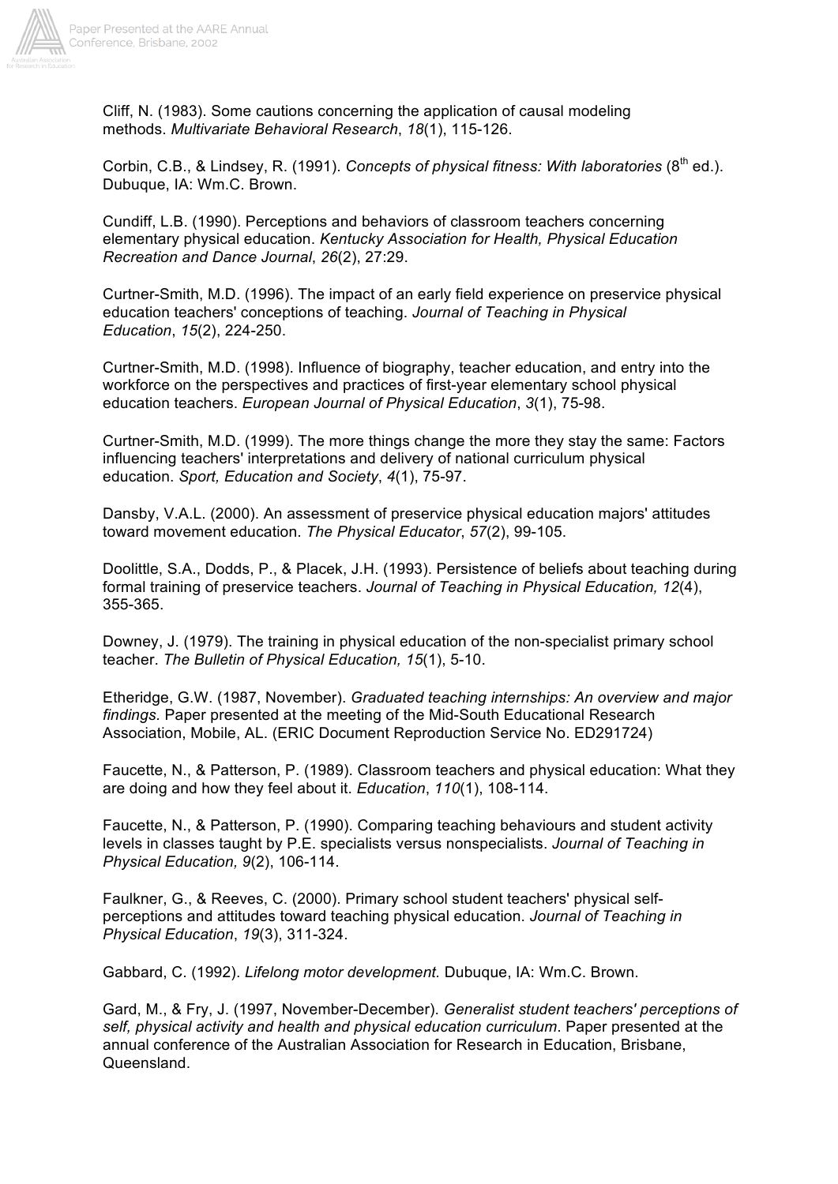Cliff, N. (1983). Some cautions concerning the application of causal modeling methods. *Multivariate Behavioral Research*, *18*(1), 115-126.

Corbin, C.B., & Lindsey, R. (1991). *Concepts of physical fitness: With laboratories* (8th ed.). Dubuque, IA: Wm.C. Brown.

Cundiff, L.B. (1990). Perceptions and behaviors of classroom teachers concerning elementary physical education. *Kentucky Association for Health, Physical Education Recreation and Dance Journal*, *26*(2), 27:29.

Curtner-Smith, M.D. (1996). The impact of an early field experience on preservice physical education teachers' conceptions of teaching. *Journal of Teaching in Physical Education*, *15*(2), 224-250.

Curtner-Smith, M.D. (1998). Influence of biography, teacher education, and entry into the workforce on the perspectives and practices of first-year elementary school physical education teachers. *European Journal of Physical Education*, *3*(1), 75-98.

Curtner-Smith, M.D. (1999). The more things change the more they stay the same: Factors influencing teachers' interpretations and delivery of national curriculum physical education. *Sport, Education and Society*, *4*(1), 75-97.

Dansby, V.A.L. (2000). An assessment of preservice physical education majors' attitudes toward movement education. *The Physical Educator*, *57*(2), 99-105.

Doolittle, S.A., Dodds, P., & Placek, J.H. (1993). Persistence of beliefs about teaching during formal training of preservice teachers. *Journal of Teaching in Physical Education, 12*(4), 355-365.

Downey, J. (1979). The training in physical education of the non-specialist primary school teacher. *The Bulletin of Physical Education, 15*(1), 5-10.

Etheridge, G.W. (1987, November). *Graduated teaching internships: An overview and major findings.* Paper presented at the meeting of the Mid-South Educational Research Association, Mobile, AL. (ERIC Document Reproduction Service No. ED291724)

Faucette, N., & Patterson, P. (1989). Classroom teachers and physical education: What they are doing and how they feel about it. *Education*, *110*(1), 108-114.

Faucette, N., & Patterson, P. (1990). Comparing teaching behaviours and student activity levels in classes taught by P.E. specialists versus nonspecialists. *Journal of Teaching in Physical Education, 9*(2), 106-114.

Faulkner, G., & Reeves, C. (2000). Primary school student teachers' physical self-perceptions and attitudes toward teaching physical education. *Journal of Teaching in Physical Education*, *19*(3), 311-324.

Gabbard, C. (1992). *Lifelong motor development.* Dubuque, IA: Wm.C. Brown.

Gard, M., & Fry, J. (1997, November-December). *Generalist student teachers' perceptions of self, physical activity and health and physical education curriculum*. Paper presented at the annual conference of the Australian Association for Research in Education, Brisbane, Queensland.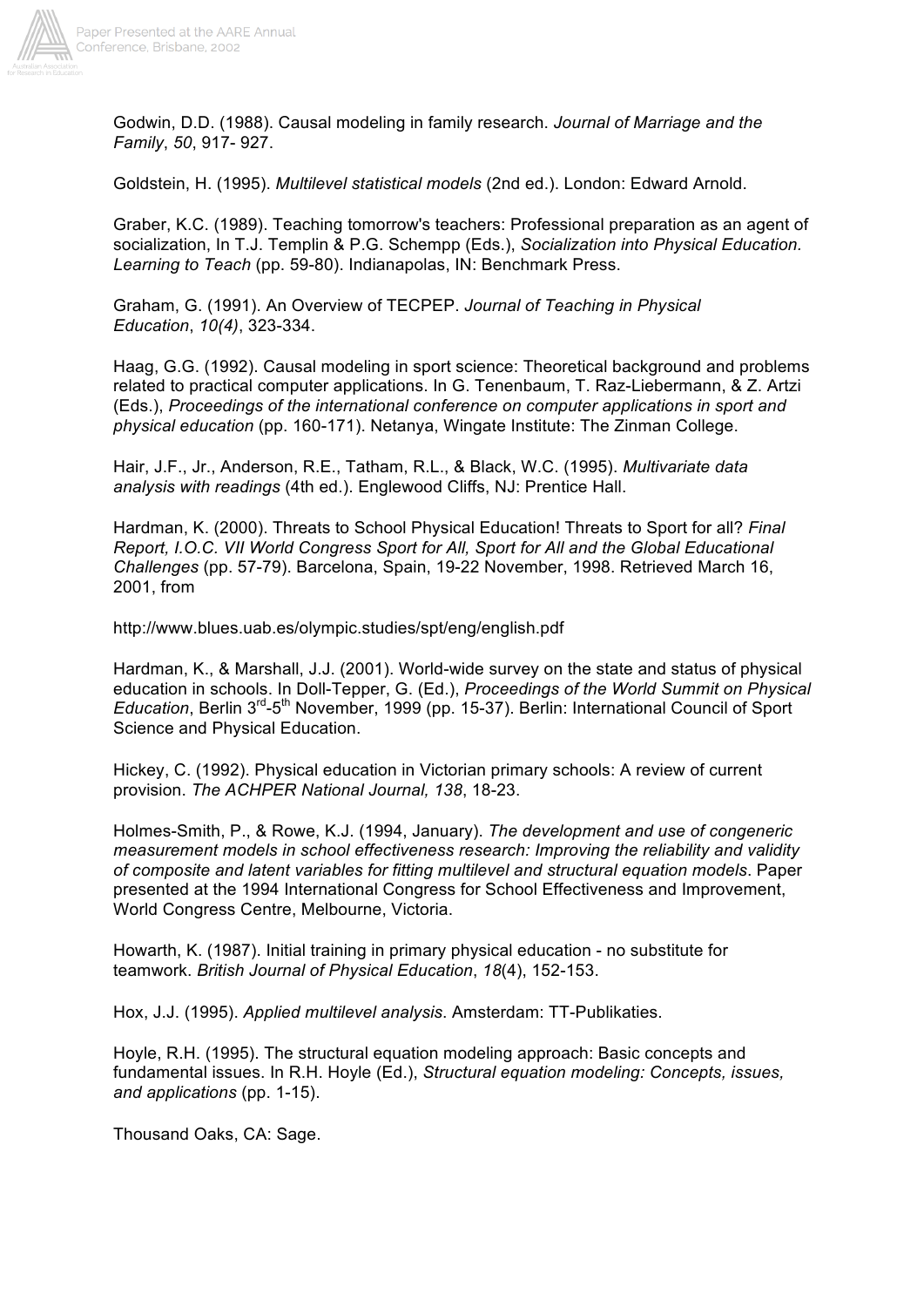Godwin, D.D. (1988). Causal modeling in family research. *Journal of Marriage and the Family*, *50*, 917- 927.

Goldstein, H. (1995). *Multilevel statistical models* (2nd ed.). London: Edward Arnold.

Graber, K.C. (1989). Teaching tomorrow's teachers: Professional preparation as an agent of socialization, In T.J. Templin & P.G. Schempp (Eds.), *Socialization into Physical Education. Learning to Teach* (pp. 59-80). Indianapolas, IN: Benchmark Press.

Graham, G. (1991). An Overview of TECPEP. *Journal of Teaching in Physical Education*, *10(4)*, 323-334.

Haag, G.G. (1992). Causal modeling in sport science: Theoretical background and problems related to practical computer applications. In G. Tenenbaum, T. Raz-Liebermann, & Z. Artzi (Eds.), *Proceedings of the international conference on computer applications in sport and physical education* (pp. 160-171). Netanya, Wingate Institute: The Zinman College.

Hair, J.F., Jr., Anderson, R.E., Tatham, R.L., & Black, W.C. (1995). *Multivariate data analysis with readings* (4th ed.). Englewood Cliffs, NJ: Prentice Hall.

Hardman, K. (2000). Threats to School Physical Education! Threats to Sport for all? *Final Report, I.O.C. VII World Congress Sport for All, Sport for All and the Global Educational Challenges* (pp. 57-79). Barcelona, Spain, 19-22 November, 1998. Retrieved March 16, 2001, from

http://www.blues.uab.es/olympic.studies/spt/eng/english.pdf

Hardman, K., & Marshall, J.J. (2001). World-wide survey on the state and status of physical education in schools. In Doll-Tepper, G. (Ed.), *Proceedings of the World Summit on Physical Education*, Berlin 3rd-5th November, 1999 (pp. 15-37). Berlin: International Council of Sport Science and Physical Education.

Hickey, C. (1992). Physical education in Victorian primary schools: A review of current provision. *The ACHPER National Journal, 138*, 18-23.

Holmes-Smith, P., & Rowe, K.J. (1994, January). *The development and use of congeneric measurement models in school effectiveness research: Improving the reliability and validity of composite and latent variables for fitting multilevel and structural equation models*. Paper presented at the 1994 International Congress for School Effectiveness and Improvement, World Congress Centre, Melbourne, Victoria.

Howarth, K. (1987). Initial training in primary physical education - no substitute for teamwork. *British Journal of Physical Education*, *18*(4), 152-153.

Hox, J.J. (1995). *Applied multilevel analysis*. Amsterdam: TT-Publikaties.

Hoyle, R.H. (1995). The structural equation modeling approach: Basic concepts and fundamental issues. In R.H. Hoyle (Ed.), *Structural equation modeling: Concepts, issues, and applications* (pp. 1-15).

Thousand Oaks, CA: Sage.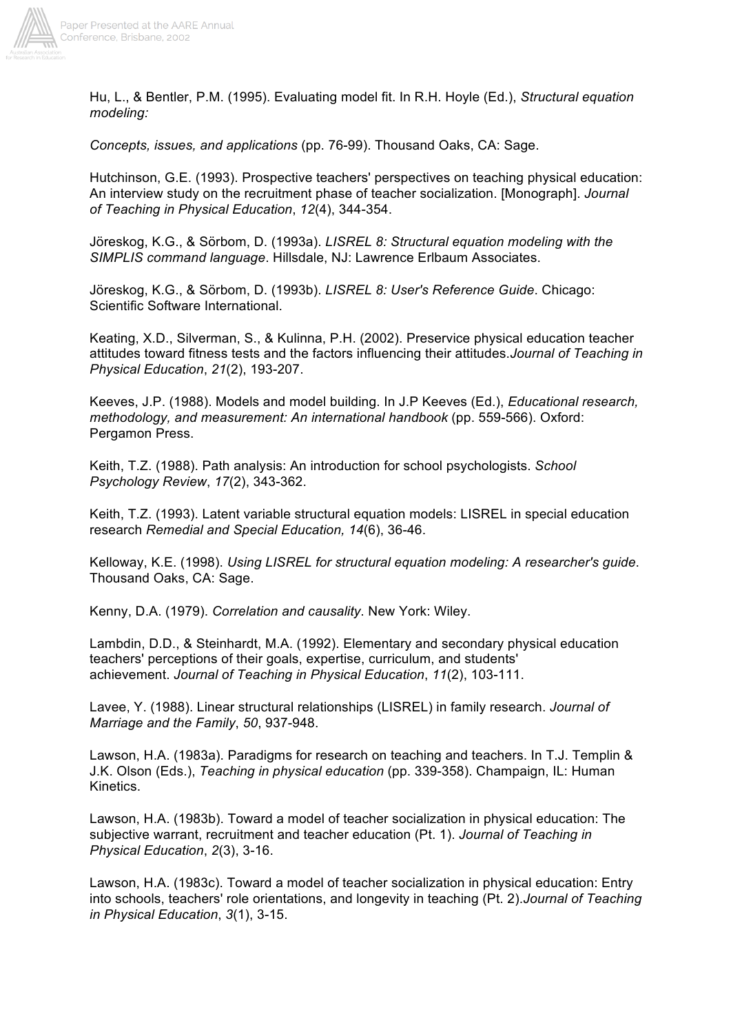Hu, L., & Bentler, P.M. (1995). Evaluating model fit. In R.H. Hoyle (Ed.), *Structural equation modeling:*

*Concepts, issues, and applications* (pp. 76-99). Thousand Oaks, CA: Sage.

Hutchinson, G.E. (1993). Prospective teachers' perspectives on teaching physical education: An interview study on the recruitment phase of teacher socialization. [Monograph]. *Journal of Teaching in Physical Education*, *12*(4), 344-354.

Jöreskog, K.G., & Sörbom, D. (1993a). *LISREL 8: Structural equation modeling with the SIMPLIS command language*. Hillsdale, NJ: Lawrence Erlbaum Associates.

Jöreskog, K.G., & Sörbom, D. (1993b). *LISREL 8: User's Reference Guide*. Chicago: Scientific Software International.

Keating, X.D., Silverman, S., & Kulinna, P.H. (2002). Preservice physical education teacher attitudes toward fitness tests and the factors influencing their attitudes.*Journal of Teaching in Physical Education*, *21*(2), 193-207.

Keeves, J.P. (1988). Models and model building. In J.P Keeves (Ed.), *Educational research, methodology, and measurement: An international handbook* (pp. 559-566). Oxford: Pergamon Press.

Keith, T.Z. (1988). Path analysis: An introduction for school psychologists. *School Psychology Review*, *17*(2), 343-362.

Keith, T.Z. (1993). Latent variable structural equation models: LISREL in special education research *Remedial and Special Education, 14*(6), 36-46.

Kelloway, K.E. (1998). *Using LISREL for structural equation modeling: A researcher's guide*. Thousand Oaks, CA: Sage.

Kenny, D.A. (1979). *Correlation and causality*. New York: Wiley.

Lambdin, D.D., & Steinhardt, M.A. (1992). Elementary and secondary physical education teachers' perceptions of their goals, expertise, curriculum, and students' achievement. *Journal of Teaching in Physical Education*, *11*(2), 103-111.

Lavee, Y. (1988). Linear structural relationships (LISREL) in family research. *Journal of Marriage and the Family*, *50*, 937-948.

Lawson, H.A. (1983a). Paradigms for research on teaching and teachers. In T.J. Templin & J.K. Olson (Eds.), *Teaching in physical education* (pp. 339-358). Champaign, IL: Human Kinetics.

Lawson, H.A. (1983b). Toward a model of teacher socialization in physical education: The subjective warrant, recruitment and teacher education (Pt. 1). *Journal of Teaching in Physical Education*, *2*(3), 3-16.

Lawson, H.A. (1983c). Toward a model of teacher socialization in physical education: Entry into schools, teachers' role orientations, and longevity in teaching (Pt. 2).*Journal of Teaching in Physical Education*, *3*(1), 3-15.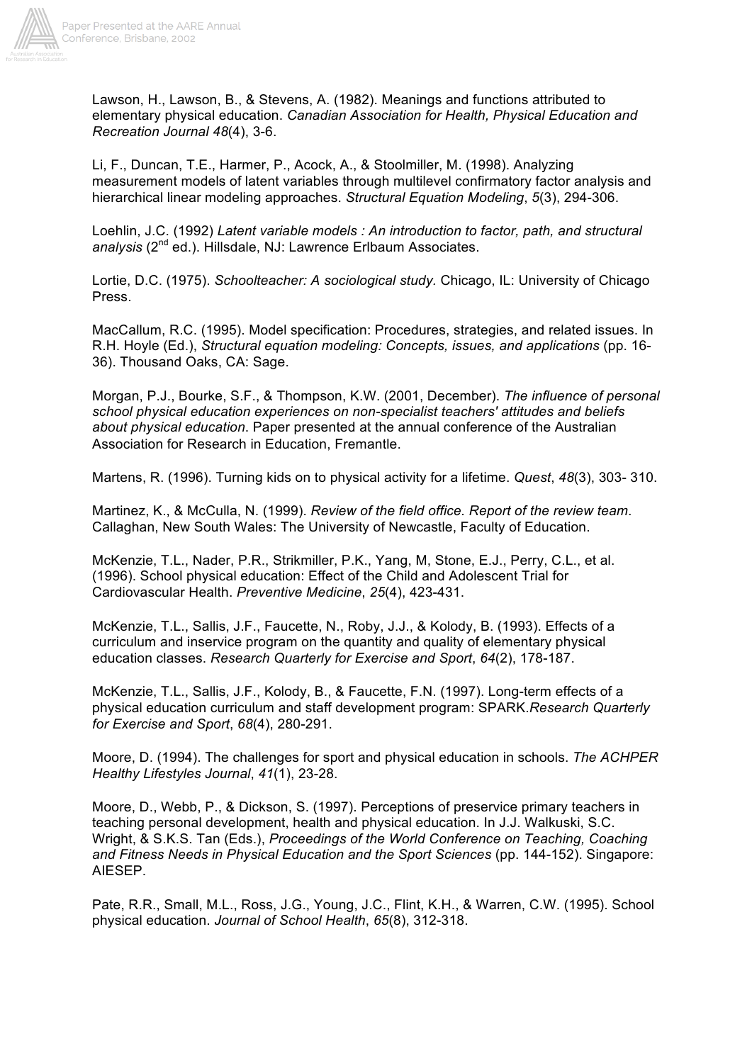Lawson, H., Lawson, B., & Stevens, A. (1982). Meanings and functions attributed to elementary physical education. *Canadian Association for Health, Physical Education and Recreation Journal 48*(4), 3-6.

Li, F., Duncan, T.E., Harmer, P., Acock, A., & Stoolmiller, M. (1998). Analyzing measurement models of latent variables through multilevel confirmatory factor analysis and hierarchical linear modeling approaches. *Structural Equation Modeling*, *5*(3), 294-306.

Loehlin, J.C. (1992) *Latent variable models : An introduction to factor, path, and structural analysis* (2nd ed.). Hillsdale, NJ: Lawrence Erlbaum Associates.

Lortie, D.C. (1975). *Schoolteacher: A sociological study.* Chicago, IL: University of Chicago Press.

MacCallum, R.C. (1995). Model specification: Procedures, strategies, and related issues. In R.H. Hoyle (Ed.), *Structural equation modeling: Concepts, issues, and applications* (pp. 16-36). Thousand Oaks, CA: Sage.

Morgan, P.J., Bourke, S.F., & Thompson, K.W. (2001, December). *The influence of personal school physical education experiences on non-specialist teachers' attitudes and beliefs about physical education*. Paper presented at the annual conference of the Australian Association for Research in Education, Fremantle.

Martens, R. (1996). Turning kids on to physical activity for a lifetime. *Quest*, *48*(3), 303- 310.

Martinez, K., & McCulla, N. (1999). *Review of the field office. Report of the review team*. Callaghan, New South Wales: The University of Newcastle, Faculty of Education.

McKenzie, T.L., Nader, P.R., Strikmiller, P.K., Yang, M, Stone, E.J., Perry, C.L., et al. (1996). School physical education: Effect of the Child and Adolescent Trial for Cardiovascular Health. *Preventive Medicine*, *25*(4), 423-431.

McKenzie, T.L., Sallis, J.F., Faucette, N., Roby, J.J., & Kolody, B. (1993). Effects of a curriculum and inservice program on the quantity and quality of elementary physical education classes. *Research Quarterly for Exercise and Sport*, *64*(2), 178-187.

McKenzie, T.L., Sallis, J.F., Kolody, B., & Faucette, F.N. (1997). Long-term effects of a physical education curriculum and staff development program: SPARK.*Research Quarterly for Exercise and Sport*, *68*(4), 280-291.

Moore, D. (1994). The challenges for sport and physical education in schools. *The ACHPER Healthy Lifestyles Journal*, *41*(1), 23-28.

Moore, D., Webb, P., & Dickson, S. (1997). Perceptions of preservice primary teachers in teaching personal development, health and physical education. In J.J. Walkuski, S.C. Wright, & S.K.S. Tan (Eds.), *Proceedings of the World Conference on Teaching, Coaching and Fitness Needs in Physical Education and the Sport Sciences* (pp. 144-152). Singapore: AIESEP.

Pate, R.R., Small, M.L., Ross, J.G., Young, J.C., Flint, K.H., & Warren, C.W. (1995). School physical education. *Journal of School Health*, *65*(8), 312-318.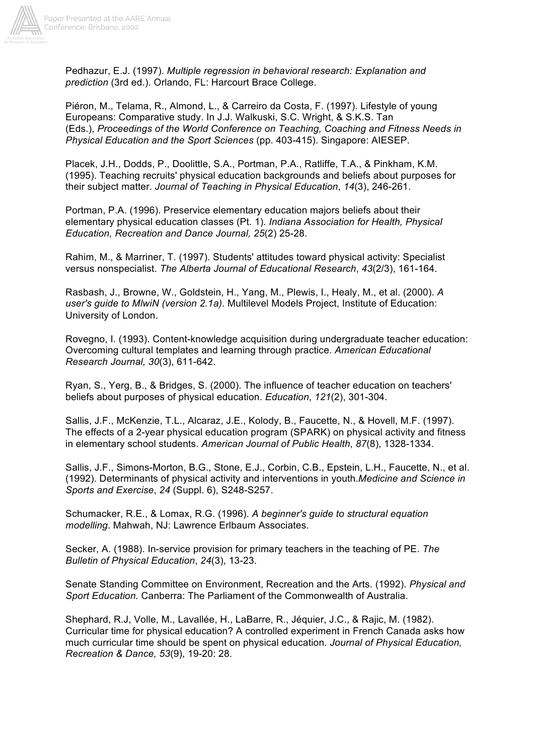Pedhazur, E.J. (1997). *Multiple regression in behavioral research: Explanation and prediction* (3rd ed.). Orlando, FL: Harcourt Brace College.

Piéron, M., Telama, R., Almond, L., & Carreiro da Costa, F. (1997). Lifestyle of young Europeans: Comparative study. In J.J. Walkuski, S.C. Wright, & S.K.S. Tan (Eds.), *Proceedings of the World Conference on Teaching, Coaching and Fitness Needs in Physical Education and the Sport Sciences* (pp. 403-415). Singapore: AIESEP.

Placek, J.H., Dodds, P., Doolittle, S.A., Portman, P.A., Ratliffe, T.A., & Pinkham, K.M. (1995). Teaching recruits' physical education backgrounds and beliefs about purposes for their subject matter. *Journal of Teaching in Physical Education*, *14*(3), 246-261.

Portman, P.A. (1996). Preservice elementary education majors beliefs about their elementary physical education classes (Pt. 1). *Indiana Association for Health, Physical Education, Recreation and Dance Journal, 25*(2) 25-28.

Rahim, M., & Marriner, T. (1997). Students' attitudes toward physical activity: Specialist versus nonspecialist. *The Alberta Journal of Educational Research*, *43*(2/3), 161-164.

Rasbash, J., Browne, W., Goldstein, H., Yang, M., Plewis, I., Healy, M., et al. (2000). *A user's guide to MlwiN (version 2.1a)*. Multilevel Models Project, Institute of Education: University of London.

Rovegno, I. (1993). Content-knowledge acquisition during undergraduate teacher education: Overcoming cultural templates and learning through practice. *American Educational Research Journal, 30*(3), 611-642.

Ryan, S., Yerg, B., & Bridges, S. (2000). The influence of teacher education on teachers' beliefs about purposes of physical education. *Education*, *121*(2), 301-304.

Sallis, J.F., McKenzie, T.L., Alcaraz, J.E., Kolody, B., Faucette, N., & Hovell, M.F. (1997). The effects of a 2-year physical education program (SPARK) on physical activity and fitness in elementary school students. *American Journal of Public Health*, *87*(8), 1328-1334.

Sallis, J.F., Simons-Morton, B.G., Stone, E.J., Corbin, C.B., Epstein, L.H., Faucette, N., et al. (1992). Determinants of physical activity and interventions in youth.*Medicine and Science in Sports and Exercise*, *24* (Suppl. 6), S248-S257.

Schumacker, R.E., & Lomax, R.G. (1996). *A beginner's guide to structural equation modelling*. Mahwah, NJ: Lawrence Erlbaum Associates.

Secker, A. (1988). In-service provision for primary teachers in the teaching of PE. *The Bulletin of Physical Education*, *24*(3), 13-23.

Senate Standing Committee on Environment, Recreation and the Arts. (1992). *Physical and Sport Education.* Canberra: The Parliament of the Commonwealth of Australia.

Shephard, R.J, Volle, M., Lavallée, H., LaBarre, R., Jéquier, J.C., & Rajic, M. (1982). Curricular time for physical education? A controlled experiment in French Canada asks how much curricular time should be spent on physical education. *Journal of Physical Education, Recreation & Dance, 53*(9), 19-20: 28.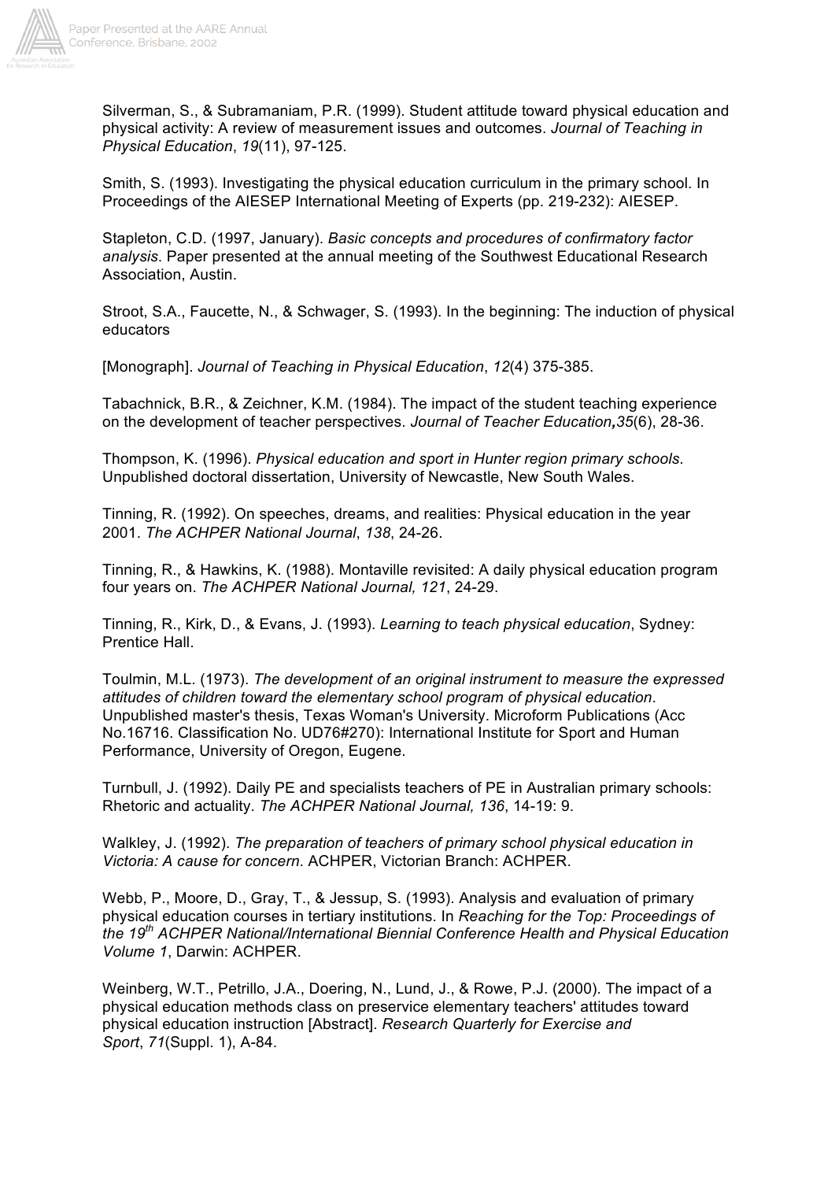Silverman, S., & Subramaniam, P.R. (1999). Student attitude toward physical education and physical activity: A review of measurement issues and outcomes. *Journal of Teaching in Physical Education*, *19*(11), 97-125.

Smith, S. (1993). Investigating the physical education curriculum in the primary school. In Proceedings of the AIESEP International Meeting of Experts (pp. 219-232): AIESEP.

Stapleton, C.D. (1997, January). *Basic concepts and procedures of confirmatory factor analysis*. Paper presented at the annual meeting of the Southwest Educational Research Association, Austin.

Stroot, S.A., Faucette, N., & Schwager, S. (1993). In the beginning: The induction of physical educators

[Monograph]. *Journal of Teaching in Physical Education*, *12*(4) 375-385.

Tabachnick, B.R., & Zeichner, K.M. (1984). The impact of the student teaching experience on the development of teacher perspectives. *Journal of Teacher Education*, *35*(6), 28-36.

Thompson, K. (1996). *Physical education and sport in Hunter region primary schools*. Unpublished doctoral dissertation, University of Newcastle, New South Wales.

Tinning, R. (1992). On speeches, dreams, and realities: Physical education in the year 2001. *The ACHPER National Journal*, *138*, 24-26.

Tinning, R., & Hawkins, K. (1988). Montaville revisited: A daily physical education program four years on. *The ACHPER National Journal, 121*, 24-29.

Tinning, R., Kirk, D., & Evans, J. (1993). *Learning to teach physical education*, Sydney: Prentice Hall.

Toulmin, M.L. (1973). *The development of an original instrument to measure the expressed attitudes of children toward the elementary school program of physical education*. Unpublished master's thesis, Texas Woman's University. Microform Publications (Acc No.16716. Classification No. UD76#270): International Institute for Sport and Human Performance, University of Oregon, Eugene.

Turnbull, J. (1992). Daily PE and specialists teachers of PE in Australian primary schools: Rhetoric and actuality. *The ACHPER National Journal, 136*, 14-19: 9.

Walkley, J. (1992). *The preparation of teachers of primary school physical education in Victoria: A cause for concern*. ACHPER, Victorian Branch: ACHPER.

Webb, P., Moore, D., Gray, T., & Jessup, S. (1993). Analysis and evaluation of primary physical education courses in tertiary institutions. In *Reaching for the Top: Proceedings of the 19th ACHPER National/International Biennial Conference Health and Physical Education Volume 1*, Darwin: ACHPER.

Weinberg, W.T., Petrillo, J.A., Doering, N., Lund, J., & Rowe, P.J. (2000). The impact of a physical education methods class on preservice elementary teachers' attitudes toward physical education instruction [Abstract]. *Research Quarterly for Exercise and Sport*, *71*(Suppl. 1), A-84.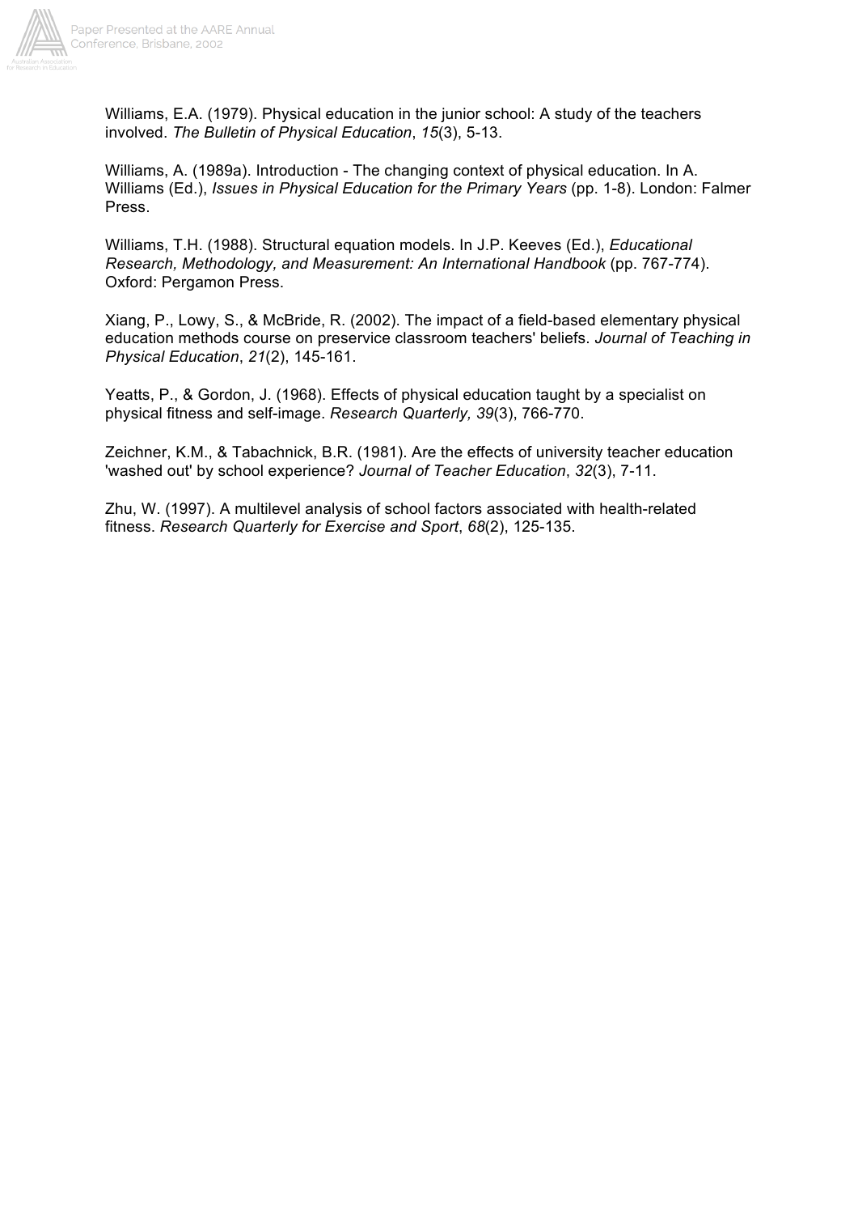Williams, E.A. (1979). Physical education in the junior school: A study of the teachers involved. *The Bulletin of Physical Education*, *15*(3), 5-13.

Williams, A. (1989a). Introduction - The changing context of physical education. In A. Williams (Ed.), *Issues in Physical Education for the Primary Years* (pp. 1-8). London: Falmer Press.

Williams, T.H. (1988). Structural equation models. In J.P. Keeves (Ed.), *Educational Research, Methodology, and Measurement: An International Handbook* (pp. 767-774). Oxford: Pergamon Press.

Xiang, P., Lowy, S., & McBride, R. (2002). The impact of a field-based elementary physical education methods course on preservice classroom teachers' beliefs. *Journal of Teaching in Physical Education*, *21*(2), 145-161.

Yeatts, P., & Gordon, J. (1968). Effects of physical education taught by a specialist on physical fitness and self-image. *Research Quarterly, 39*(3), 766-770.

Zeichner, K.M., & Tabachnick, B.R. (1981). Are the effects of university teacher education 'washed out' by school experience? *Journal of Teacher Education*, *32*(3), 7-11.

Zhu, W. (1997). A multilevel analysis of school factors associated with health-related fitness. *Research Quarterly for Exercise and Sport*, *68*(2), 125-135.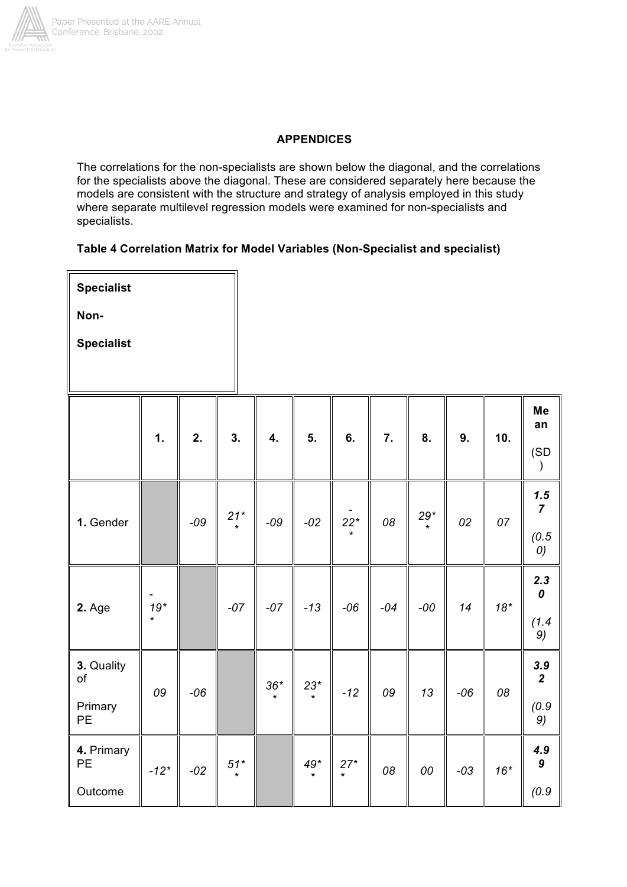## APPENDICES

The correlations for the non-specialists are shown below the diagonal, and the correlations for the specialists above the diagonal. These are considered separately here because the models are consistent with the structure and strategy of analysis employed in this study where separate multilevel regression models were examined for non-specialists and specialists.

**Table 4 Correlation Matrix for Model Variables (Non-Specialist and specialist)**

| **Specialist** **Non-Specialist** | | | | | | | | | | | |
|---|---|---|---|---|---|---|---|---|---|---|---|
| | **1.** | **2.** | **3.** | **4.** | **5.** | **6.** | **7.** | **8.** | **9.** | **10.** | **Mean (SD)** |
| **1.** Gender | | *-09* | *21\*\** | *-09* | *-02* | *-22\*\** | *08* | *29\*\** | *02* | *07* | ***1.57*** *(0.50)* |
| **2.** Age | *-19\*\** | | *-07* | *-07* | *-13* | *-06* | *-04* | *-00* | *14* | *18\** | ***2.30*** *(1.49)* |
| **3.** Quality of Primary PE | *09* | *-06* | | *36\*\** | *23\*\** | *-12* | *09* | *13* | *-06* | *08* | ***3.92*** *(0.99)* |
| **4.** Primary PE Outcome | *-12\** | *-02* | *51\*\** | | *49\*\** | *27\*\** | *08* | *00* | *-03* | *16\** | ***4.99*** *(0.9* |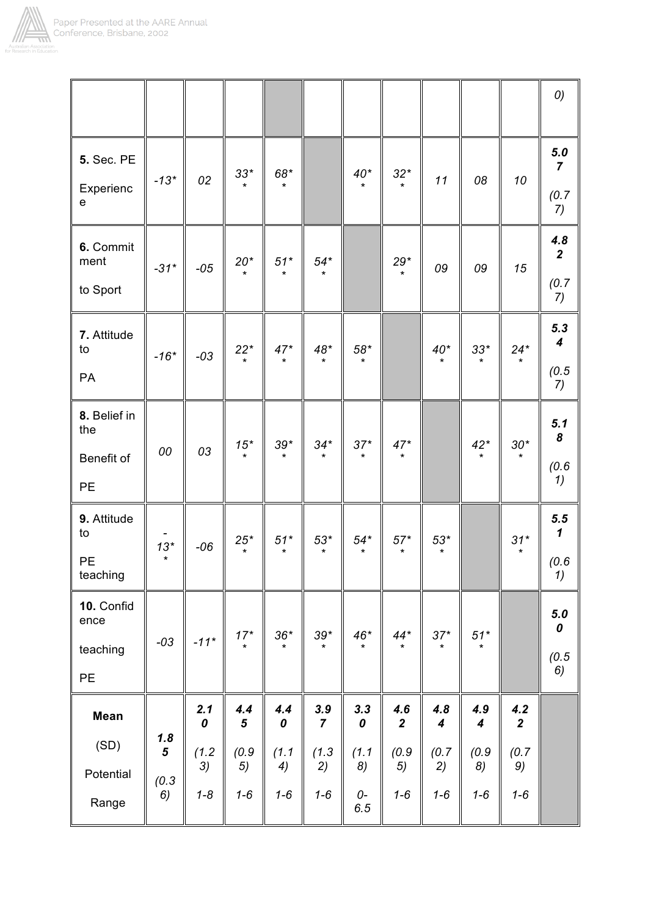| | | | | | | | | | | | |
|---|---|---|---|---|---|---|---|---|---|---|---|
| | | | | | | | | | | | *0)* |
| **5.** Sec. PE Experience | *-13** | *02* | *33*** | *68*** | | *40*** | *32*** | *11* | *08* | *10* | ***5.07*** *(0.77)* |
| **6.** Commitment to Sport | *-31** | *-05* | *20*** | *51*** | *54*** | | *29*** | *09* | *09* | *15* | ***4.82*** *(0.77)* |
| **7.** Attitude to PA | *-16** | *-03* | *22*** | *47*** | *48*** | *58*** | | *40*** | *33*** | *24*** | ***5.34*** *(0.57)* |
| **8.** Belief in the Benefit of PE | *00* | *03* | *15*** | *39*** | *34*** | *37*** | *47*** | | *42*** | *30*** | ***5.18*** *(0.61)* |
| **9.** Attitude to PE teaching | *-13*** | *-06* | *25*** | *51*** | *53*** | *54*** | *57*** | *53*** | | *31*** | ***5.51*** *(0.61)* |
| **10.** Confidence teaching PE | *-03* | *-11** | *17*** | *36*** | *39*** | *46*** | *44*** | *37*** | *51*** | | ***5.00*** *(0.56)* |
| **Mean** (SD) Potential Range | ***1.85*** *(0.36)* | ***2.10*** *(1.23)* *1-8* | ***4.45*** *(0.95)* *1-6* | ***4.40*** *(1.14)* *1-6* | ***3.97*** *(1.32)* *1-6* | ***3.30*** *(1.18)* *0-6.5* | ***4.62*** *(0.95)* *1-6* | ***4.84*** *(0.72)* *1-6* | ***4.94*** *(0.98)* *1-6* | ***4.22*** *(0.79)* *1-6* | |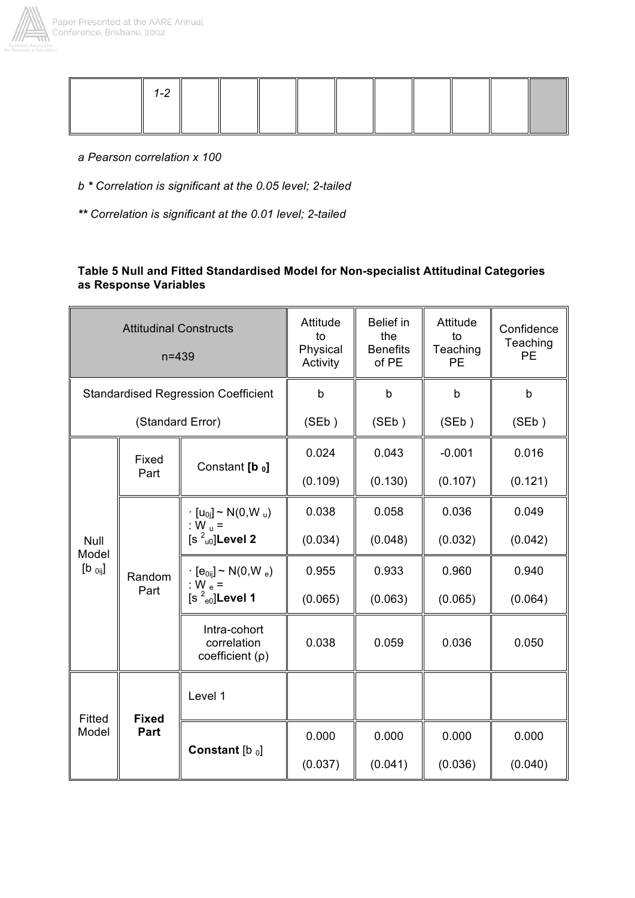| | 1-2 | | | | | | | | | | |
|---|---|---|---|---|---|---|---|---|---|---|---|

*a Pearson correlation x 100*

*b * Correlation is significant at the 0.05 level; 2-tailed*

*** Correlation is significant at the 0.01 level; 2-tailed*

**Table 5 Null and Fitted Standardised Model for Non-specialist Attitudinal Categories as Response Variables**

| Attitudinal Constructs n=439 | | | Attitude to Physical Activity | Belief in the Benefits of PE | Attitude to Teaching PE | Confidence Teaching PE |
|---|---|---|---|---|---|---|
| Standardised Regression Coefficient (Standard Error) | | | b (SEb ) | b (SEb ) | b (SEb ) | b (SEb ) |
| Null Model [$b_{0ij}$] | Fixed Part | Constant **[$b_0$]** | 0.024 (0.109) | 0.043 (0.130) | -0.001 (0.107) | 0.016 (0.121) |
| | Random Part | · [$u_{0j}$] ~ N(0,$W_u$) : $W_u$ = [$s^2_{u0}$]**Level 2** | 0.038 (0.034) | 0.058 (0.048) | 0.036 (0.032) | 0.049 (0.042) |
| | | · [$e_{0ij}$] ~ N(0,$W_e$) : $W_e$ = [$s^2_{e0}$]**Level 1** | 0.955 (0.065) | 0.933 (0.063) | 0.960 (0.065) | 0.940 (0.064) |
| | | Intra-cohort correlation coefficient (ρ) | 0.038 | 0.059 | 0.036 | 0.050 |
| Fitted Model | **Fixed Part** | Level 1 | | | | |
| | | **Constant** [$b_0$] | 0.000 (0.037) | 0.000 (0.041) | 0.000 (0.036) | 0.000 (0.040) |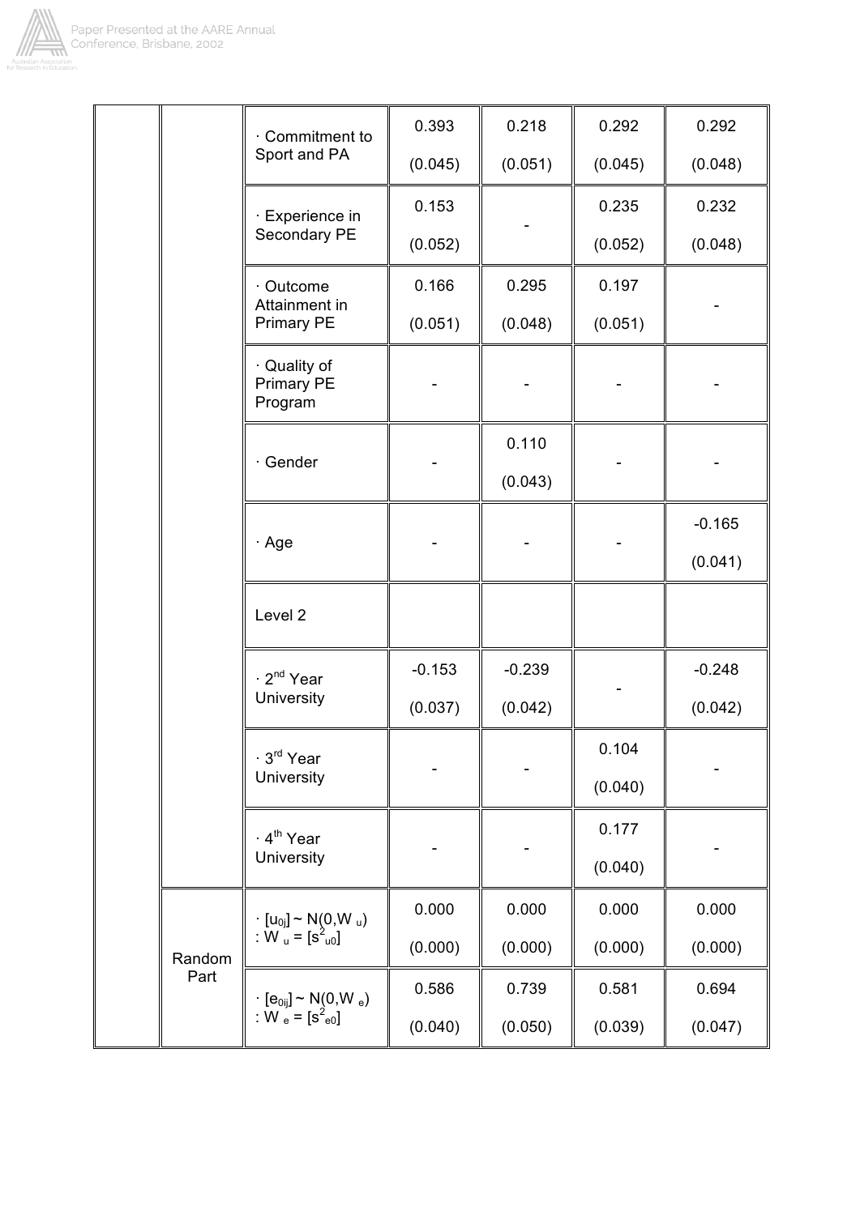| | | | | | | |
|---|---|---|---|---|---|---|
| | | · Commitment to Sport and PA | 0.393 (0.045) | 0.218 (0.051) | 0.292 (0.045) | 0.292 (0.048) |
| | | · Experience in Secondary PE | 0.153 (0.052) | - | 0.235 (0.052) | 0.232 (0.048) |
| | | · Outcome Attainment in Primary PE | 0.166 (0.051) | 0.295 (0.048) | 0.197 (0.051) | - |
| | | · Quality of Primary PE Program | - | - | - | - |
| | | · Gender | - | 0.110 (0.043) | - | - |
| | | · Age | - | - | - | -0.165 (0.041) |
| | | Level 2 | | | | |
| | | · $2^{nd}$ Year University | -0.153 (0.037) | -0.239 (0.042) | - | -0.248 (0.042) |
| | | · $3^{rd}$ Year University | - | - | 0.104 (0.040) | - |
| | | · $4^{th}$ Year University | - | - | 0.177 (0.040) | - |
| | Random Part | · $[u_{0j}] \sim N(0,W_u)$ : $W_u = [s^2_{u0}]$ | 0.000 (0.000) | 0.000 (0.000) | 0.000 (0.000) | 0.000 (0.000) |
| | | · $[e_{0ij}] \sim N(0,W_e)$ : $W_e = [s^2_{e0}]$ | 0.586 (0.040) | 0.739 (0.050) | 0.581 (0.039) | 0.694 (0.047) |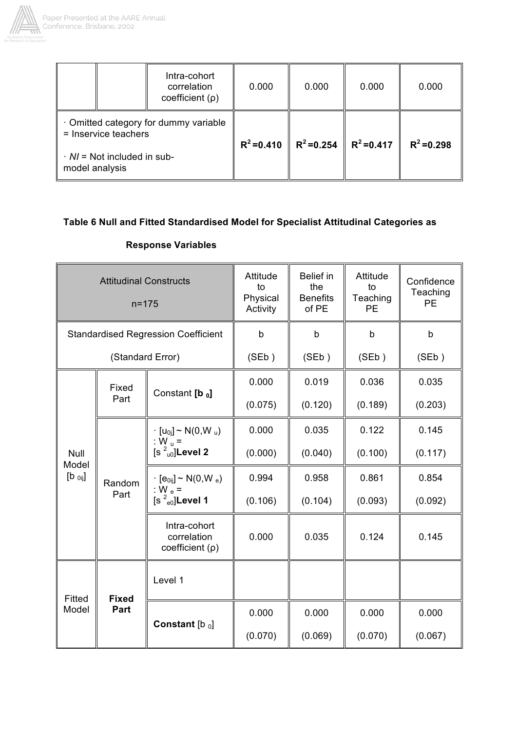| | | | | | | |
|---|---|---|---|---|---|---|
| | | Intra-cohort correlation coefficient (ρ) | 0.000 | 0.000 | 0.000 | 0.000 |
| · Omitted category for dummy variable = Inservice teachers<br><br>· *NI* = Not included in sub-model analysis | | | **$R^2$=0.410** | **$R^2$=0.254** | **$R^2$=0.417** | **$R^2$=0.298** |

**Table 6 Null and Fitted Standardised Model for Specialist Attitudinal Categories as Response Variables**

| Attitudinal Constructs<br><br>n=175 | | | Attitude to Physical Activity | Belief in the Benefits of PE | Attitude to Teaching PE | Confidence Teaching PE |
|---|---|---|---|---|---|---|
| Standardised Regression Coefficient<br><br>(Standard Error) | | | b<br><br>(SEb ) | b<br><br>(SEb ) | b<br><br>(SEb ) | b<br><br>(SEb ) |
| Null Model $[b_{0ij}]$ | Fixed Part | Constant **$[b_0]$** | 0.000<br><br>(0.075) | 0.019<br><br>(0.120) | 0.036<br><br>(0.189) | 0.035<br><br>(0.203) |
| | Random Part | · $[u_{0j}] \sim N(0,W_u)$ : $W_u = [s^2_{u0}]$**Level 2** | 0.000<br><br>(0.000) | 0.035<br><br>(0.040) | 0.122<br><br>(0.100) | 0.145<br><br>(0.117) |
| | | · $[e_{0ij}] \sim N(0,W_e)$ : $W_e = [s^2_{e0}]$**Level 1** | 0.994<br><br>(0.106) | 0.958<br><br>(0.104) | 0.861<br><br>(0.093) | 0.854<br><br>(0.092) |
| | | Intra-cohort correlation coefficient (ρ) | 0.000 | 0.035 | 0.124 | 0.145 |
| Fitted Model | **Fixed Part** | Level 1 | | | | |
| | | **Constant** $[b_0]$ | 0.000<br><br>(0.070) | 0.000<br><br>(0.069) | 0.000<br><br>(0.070) | 0.000<br><br>(0.067) |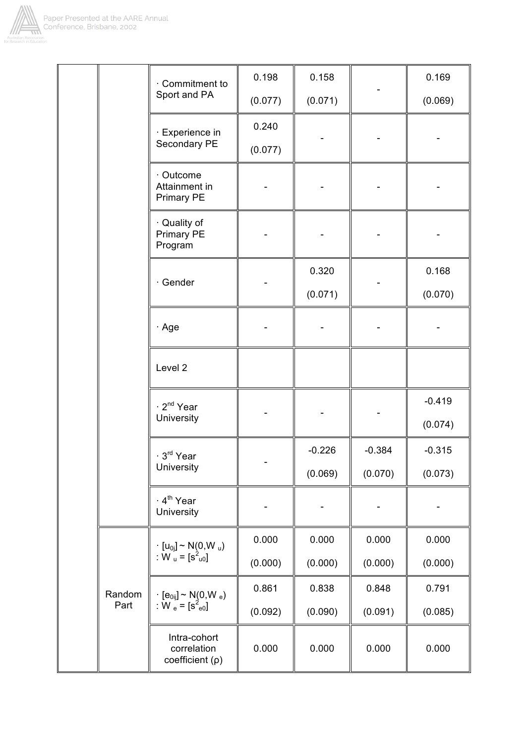| | | | | | | |
|---|---|---|---|---|---|---|
| | | · Commitment to Sport and PA | 0.198<br>(0.077) | 0.158<br>(0.071) | - | 0.169<br>(0.069) |
| | | · Experience in Secondary PE | 0.240<br>(0.077) | - | - | - |
| | | · Outcome Attainment in Primary PE | - | - | - | - |
| | | · Quality of Primary PE Program | - | - | - | - |
| | | · Gender | - | 0.320<br>(0.071) | - | 0.168<br>(0.070) |
| | | · Age | - | - | - | - |
| | | Level 2 | | | | |
| | | · 2nd Year University | - | - | - | -0.419<br>(0.074) |
| | | · 3rd Year University | - | -0.226<br>(0.069) | -0.384<br>(0.070) | -0.315<br>(0.073) |
| | | · 4th Year University | - | - | - | - |
| | Random Part | · $[u_{0j}] \sim N(0,W_u)$ : $W_u = [s^2_{u0}]$ | 0.000<br>(0.000) | 0.000<br>(0.000) | 0.000<br>(0.000) | 0.000<br>(0.000) |
| | | · $[e_{0ij}] \sim N(0,W_e)$ : $W_e = [s^2_{e0}]$ | 0.861<br>(0.092) | 0.838<br>(0.090) | 0.848<br>(0.091) | 0.791<br>(0.085) |
| | | Intra-cohort correlation coefficient (ρ) | 0.000 | 0.000 | 0.000 | 0.000 |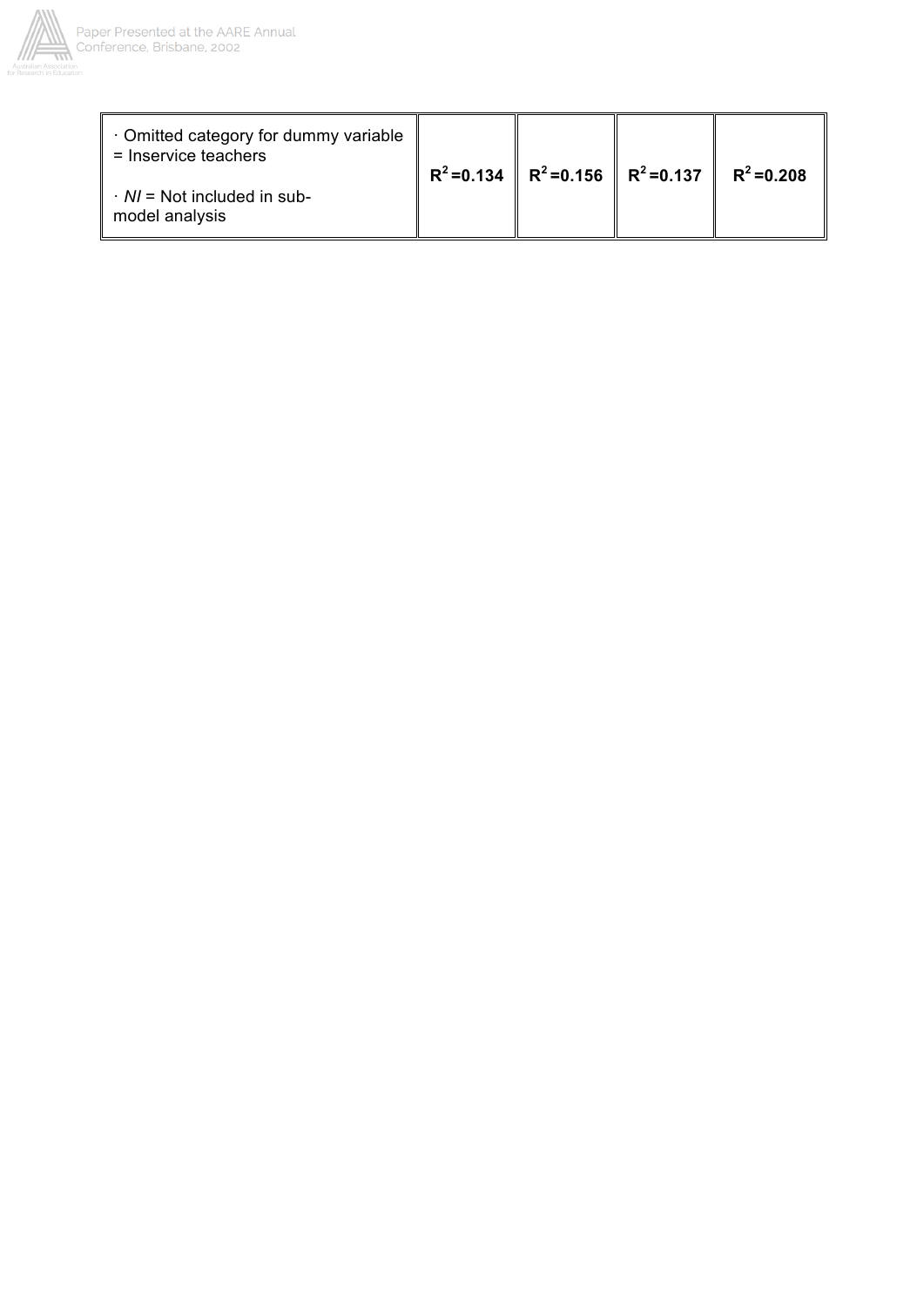| | | | | |
|---|---|---|---|---|
| · Omitted category for dummy variable = Inservice teachers<br><br>· *NI* = Not included in sub-model analysis | **$R^2$=0.134** | **$R^2$=0.156** | **$R^2$=0.137** | **$R^2$=0.208** |